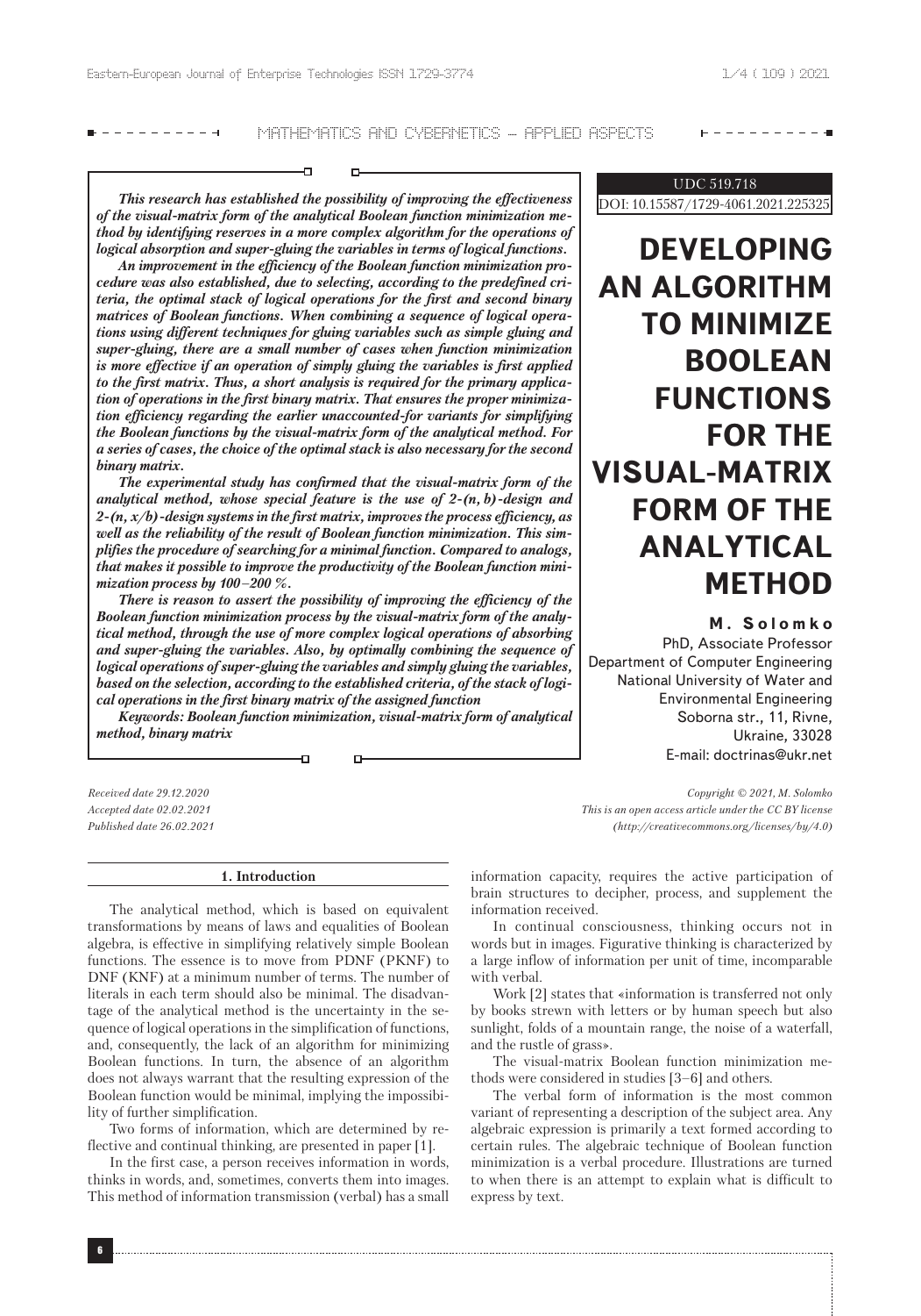UDC 519.718

DOI: 10.15587/1729-4061.2021.225325

# DEVELOPING AN ALGORITHM TO MINIMIZE BOOLEAN FUNCTIONS FOR THE VISUAL-MATRIX FORM OF THE ANALYTICAL METHOD

**M. Solomko**

PhD, Associate Professor
Department of Computer Engineering
National University of Water and Environmental Engineering
Soborna str., 11, Rivne, Ukraine, 33028
E-mail: doctrinas@ukr.net

***This research has established the possibility of improving the effectiveness of the visual-matrix form of the analytical Boolean function minimization method by identifying reserves in a more complex algorithm for the operations of logical absorption and super-gluing the variables in terms of logical functions.***

***An improvement in the efficiency of the Boolean function minimization procedure was also established, due to selecting, according to the predefined criteria, the optimal stack of logical operations for the first and second binary matrices of Boolean functions. When combining a sequence of logical operations using different techniques for gluing variables such as simple gluing and super-gluing, there are a small number of cases when function minimization is more effective if an operation of simply gluing the variables is first applied to the first matrix. Thus, a short analysis is required for the primary application of operations in the first binary matrix. That ensures the proper minimization efficiency regarding the earlier unaccounted-for variants for simplifying the Boolean functions by the visual-matrix form of the analytical method. For a series of cases, the choice of the optimal stack is also necessary for the second binary matrix.***

***The experimental study has confirmed that the visual-matrix form of the analytical method, whose special feature is the use of 2-(n, b)-design and 2-(n, x/b)-design systems in the first matrix, improves the process efficiency, as well as the reliability of the result of Boolean function minimization. This simplifies the procedure of searching for a minimal function. Compared to analogs, that makes it possible to improve the productivity of the Boolean function minimization process by 100–200 %.***

***There is reason to assert the possibility of improving the efficiency of the Boolean function minimization process by the visual-matrix form of the analytical method, through the use of more complex logical operations of absorbing and super-gluing the variables. Also, by optimally combining the sequence of logical operations of super-gluing the variables and simply gluing the variables, based on the selection, according to the established criteria, of the stack of logical operations in the first binary matrix of the assigned function***

***Keywords: Boolean function minimization, visual-matrix form of analytical method, binary matrix***

*Received date 29.12.2020*
*Accepted date 02.02.2021*
*Published date 26.02.2021*

*Copyright © 2021, M. Solomko*
*This is an open access article under the CC BY license (http://creativecommons.org/licenses/by/4.0)*

## 1. Introduction

The analytical method, which is based on equivalent transformations by means of laws and equalities of Boolean algebra, is effective in simplifying relatively simple Boolean functions. The essence is to move from PDNF (PKNF) to DNF (KNF) at a minimum number of terms. The number of literals in each term should also be minimal. The disadvantage of the analytical method is the uncertainty in the sequence of logical operations in the simplification of functions, and, consequently, the lack of an algorithm for minimizing Boolean functions. In turn, the absence of an algorithm does not always warrant that the resulting expression of the Boolean function would be minimal, implying the impossibility of further simplification.

Two forms of information, which are determined by reflective and continual thinking, are presented in paper [1].

In the first case, a person receives information in words, thinks in words, and, sometimes, converts them into images. This method of information transmission (verbal) has a small information capacity, requires the active participation of brain structures to decipher, process, and supplement the information received.

In continual consciousness, thinking occurs not in words but in images. Figurative thinking is characterized by a large inflow of information per unit of time, incomparable with verbal.

Work [2] states that «information is transferred not only by books strewn with letters or by human speech but also sunlight, folds of a mountain range, the noise of a waterfall, and the rustle of grass».

The visual-matrix Boolean function minimization methods were considered in studies [3–6] and others.

The verbal form of information is the most common variant of representing a description of the subject area. Any algebraic expression is primarily a text formed according to certain rules. The algebraic technique of Boolean function minimization is a verbal procedure. Illustrations are turned to when there is an attempt to explain what is difficult to express by text.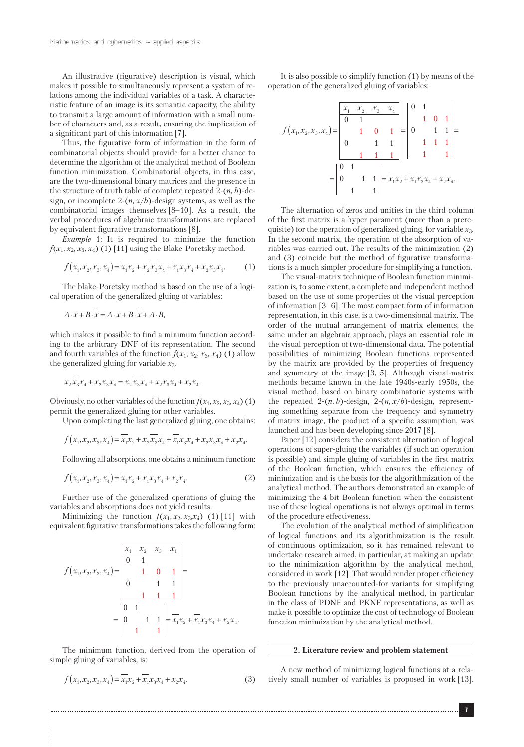An illustrative (figurative) description is visual, which makes it possible to simultaneously represent a system of relations among the individual variables of a task. A characteristic feature of an image is its semantic capacity, the ability to transmit a large amount of information with a small number of characters and, as a result, ensuring the implication of a significant part of this information [7].

Thus, the figurative form of information in the form of combinatorial objects should provide for a better chance to determine the algorithm of the analytical method of Boolean function minimization. Combinatorial objects, in this case, are the two-dimensional binary matrices and the presence in the structure of truth table of complete repeated 2-$(n, b)$-design, or incomplete 2-$(n, x/b)$-design systems, as well as the combinatorial images themselves [8–10]. As a result, the verbal procedures of algebraic transformations are replaced by equivalent figurative transformations [8].

*Example* 1: It is required to minimize the function $f(x_1, x_2, x_3, x_4)$ (1) [11] using the Blake-Poretsky method.

$$f(x_1,x_2,x_3,x_4) = \overline{x}_1 x_2 + x_2 \overline{x}_3 x_4 + \overline{x}_1 x_3 x_4 + x_2 x_3 x_4. \tag{1}$$

The blake-Poretsky method is based on the use of a logical operation of the generalized gluing of variables:

$$A \cdot x + B \cdot \overline{x} = A \cdot x + B \cdot \overline{x} + A \cdot B,$$

which makes it possible to find a minimum function according to the arbitrary DNF of its representation. The second and fourth variables of the function $f(x_1, x_2, x_3, x_4)$ (1) allow the generalized gluing for variable $x_3$.

$$x_2 \overline{x}_3 x_4 + x_2 x_3 x_4 = x_2 \overline{x}_3 x_4 + x_2 x_3 x_4 + x_2 x_4.$$

Obviously, no other variables of the function $f(x_1, x_2, x_3, x_4)$ (1) permit the generalized gluing for other variables.

Upon completing the last generalized gluing, one obtains:

$$f(x_1,x_2,x_3,x_4) = \overline{x}_1 x_2 + x_2 \overline{x}_3 x_4 + \overline{x}_1 x_3 x_4 + x_2 x_3 x_4 + x_2 x_4.$$

Following all absorptions, one obtains a minimum function:

$$f(x_1,x_2,x_3,x_4) = \overline{x}_1 x_2 + \overline{x}_1 x_3 x_4 + x_2 x_4. \tag{2}$$

Further use of the generalized operations of gluing the variables and absorptions does not yield results.

Minimizing the function $f(x_1, x_2, x_3, x_4)$ (1) [11] with equivalent figurative transformations takes the following form:

$$f(x_1,x_2,x_3,x_4) = \begin{array}{|cccc|} x_1 & x_2 & x_3 & x_4 \\ \hline 0 & 1 & & \\ & 1 & 0 & 1 \\ 0 & & 1 & 1 \\ & 1 & 1 & 1 \end{array} = \begin{vmatrix} 0 & 1 & & \\ 0 & & 1 & 1 \\ & 1 & & 1 \end{vmatrix} = \overline{x}_1 x_2 + \overline{x}_1 x_3 x_4 + x_2 x_4.$$

The minimum function, derived from the operation of simple gluing of variables, is:

$$f(x_1,x_2,x_3,x_4) = \overline{x}_1 x_2 + \overline{x}_1 x_3 x_4 + x_2 x_4. \tag{3}$$

It is also possible to simplify function (1) by means of the operation of the generalized gluing of variables:

$$f(x_1,x_2,x_3,x_4) = \begin{array}{|cccc|} x_1 & x_2 & x_3 & x_4 \\ \hline 0 & 1 & & \\ & 1 & 0 & 1 \\ 0 & & 1 & 1 \\ & 1 & 1 & 1 \end{array} = \begin{vmatrix} 0 & 1 & & \\ & 1 & 0 & 1 \\ 0 & & 1 & 1 \\ & 1 & 1 & 1 \\ & 1 & & 1 \end{vmatrix} = \begin{vmatrix} 0 & 1 & & \\ 0 & & 1 & 1 \\ & 1 & & 1 \end{vmatrix} = \overline{x}_1 x_2 + \overline{x}_1 x_3 x_4 + x_2 x_4.$$

The alternation of zeros and unities in the third column of the first matrix is a hyper parament (more than a prerequisite) for the operation of generalized gluing, for variable $x_3$. In the second matrix, the operation of the absorption of variables was carried out. The results of the minimization (2) and (3) coincide but the method of figurative transformations is a much simpler procedure for simplifying a function.

The visual-matrix technique of Boolean function minimization is, to some extent, a complete and independent method based on the use of some properties of the visual perception of information [3–6]. The most compact form of information representation, in this case, is a two-dimensional matrix. The order of the mutual arrangement of matrix elements, the same under an algebraic approach, plays an essential role in the visual perception of two-dimensional data. The potential possibilities of minimizing Boolean functions represented by the matrix are provided by the properties of frequency and symmetry of the image [3, 5]. Although visual-matrix methods became known in the late 1940s-early 1950s, the visual method, based on binary combinatoric systems with the repeated 2-$(n, b)$-design, 2-$(n, x/b)$-design, representing something separate from the frequency and symmetry of matrix image, the product of a specific assumption, was launched and has been developing since 2017 [8].

Paper [12] considers the consistent alternation of logical operations of super-gluing the variables (if such an operation is possible) and simple gluing of variables in the first matrix of the Boolean function, which ensures the efficiency of minimization and is the basis for the algorithmization of the analytical method. The authors demonstrated an example of minimizing the 4-bit Boolean function when the consistent use of these logical operations is not always optimal in terms of the procedure effectiveness.

The evolution of the analytical method of simplification of logical functions and its algorithmization is the result of continuous optimization, so it has remained relevant to undertake research aimed, in particular, at making an update to the minimization algorithm by the analytical method, considered in work [12]. That would render proper efficiency to the previously unaccounted-for variants for simplifying Boolean functions by the analytical method, in particular in the class of PDNF and PKNF representations, as well as make it possible to optimize the cost of technology of Boolean function minimization by the analytical method.

## 2. Literature review and problem statement

A new method of minimizing logical functions at a relatively small number of variables is proposed in work [13].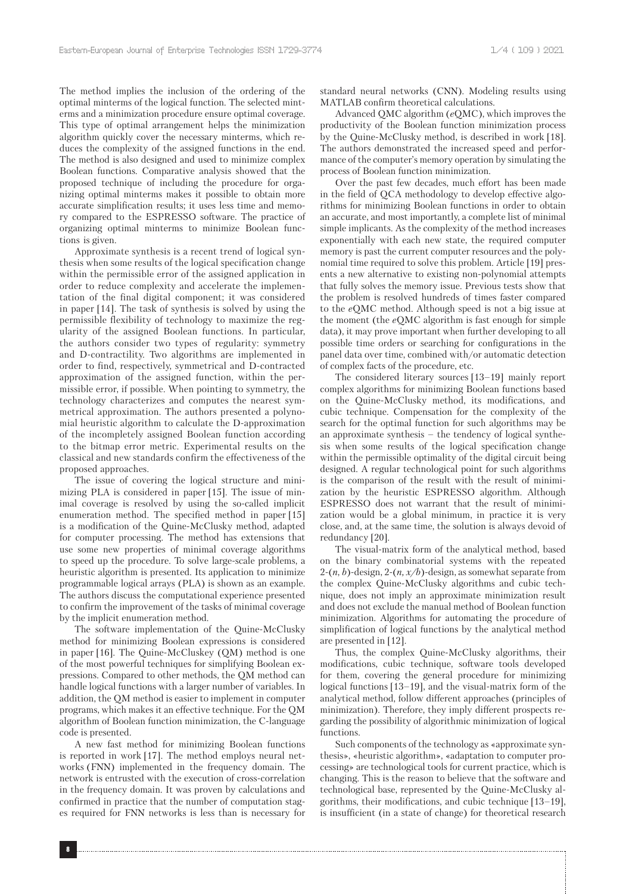The method implies the inclusion of the ordering of the optimal minterms of the logical function. The selected minterms and a minimization procedure ensure optimal coverage. This type of optimal arrangement helps the minimization algorithm quickly cover the necessary minterms, which reduces the complexity of the assigned functions in the end. The method is also designed and used to minimize complex Boolean functions. Comparative analysis showed that the proposed technique of including the procedure for organizing optimal minterms makes it possible to obtain more accurate simplification results; it uses less time and memory compared to the ESPRESSO software. The practice of organizing optimal minterms to minimize Boolean functions is given.

Approximate synthesis is a recent trend of logical synthesis when some results of the logical specification change within the permissible error of the assigned application in order to reduce complexity and accelerate the implementation of the final digital component; it was considered in paper [14]. The task of synthesis is solved by using the permissible flexibility of technology to maximize the regularity of the assigned Boolean functions. In particular, the authors consider two types of regularity: symmetry and D-contractility. Two algorithms are implemented in order to find, respectively, symmetrical and D-contracted approximation of the assigned function, within the permissible error, if possible. When pointing to symmetry, the technology characterizes and computes the nearest symmetrical approximation. The authors presented a polynomial heuristic algorithm to calculate the D-approximation of the incompletely assigned Boolean function according to the bitmap error metric. Experimental results on the classical and new standards confirm the effectiveness of the proposed approaches.

The issue of covering the logical structure and minimizing PLA is considered in paper [15]. The issue of minimal coverage is resolved by using the so-called implicit enumeration method. The specified method in paper [15] is a modification of the Quine-McClusky method, adapted for computer processing. The method has extensions that use some new properties of minimal coverage algorithms to speed up the procedure. To solve large-scale problems, a heuristic algorithm is presented. Its application to minimize programmable logical arrays (PLA) is shown as an example. The authors discuss the computational experience presented to confirm the improvement of the tasks of minimal coverage by the implicit enumeration method.

The software implementation of the Quine-McClusky method for minimizing Boolean expressions is considered in paper [16]. The Quine-McCluskey (QM) method is one of the most powerful techniques for simplifying Boolean expressions. Compared to other methods, the QM method can handle logical functions with a larger number of variables. In addition, the QM method is easier to implement in computer programs, which makes it an effective technique. For the QM algorithm of Boolean function minimization, the C-language code is presented.

A new fast method for minimizing Boolean functions is reported in work [17]. The method employs neural networks (FNN) implemented in the frequency domain. The network is entrusted with the execution of cross-correlation in the frequency domain. It was proven by calculations and confirmed in practice that the number of computation stages required for FNN networks is less than is necessary for standard neural networks (CNN). Modeling results using MATLAB confirm theoretical calculations.

Advanced QMC algorithm (*e*QMC), which improves the productivity of the Boolean function minimization process by the Quine-McClusky method, is described in work [18]. The authors demonstrated the increased speed and performance of the computer's memory operation by simulating the process of Boolean function minimization.

Over the past few decades, much effort has been made in the field of QCA methodology to develop effective algorithms for minimizing Boolean functions in order to obtain an accurate, and most importantly, a complete list of minimal simple implicants. As the complexity of the method increases exponentially with each new state, the required computer memory is past the current computer resources and the polynomial time required to solve this problem. Article [19] presents a new alternative to existing non-polynomial attempts that fully solves the memory issue. Previous tests show that the problem is resolved hundreds of times faster compared to the *e*QMC method. Although speed is not a big issue at the moment (the *e*QMC algorithm is fast enough for simple data), it may prove important when further developing to all possible time orders or searching for configurations in the panel data over time, combined with/or automatic detection of complex facts of the procedure, etc.

The considered literary sources [13–19] mainly report complex algorithms for minimizing Boolean functions based on the Quine-McClusky method, its modifications, and cubic technique. Compensation for the complexity of the search for the optimal function for such algorithms may be an approximate synthesis – the tendency of logical synthesis when some results of the logical specification change within the permissible optimality of the digital circuit being designed. A regular technological point for such algorithms is the comparison of the result with the result of minimization by the heuristic ESPRESSO algorithm. Although ESPRESSO does not warrant that the result of minimization would be a global minimum, in practice it is very close, and, at the same time, the solution is always devoid of redundancy [20].

The visual-matrix form of the analytical method, based on the binary combinatorial systems with the repeated $2$-$(n, b)$-design, $2$-$(n, x/b)$-design, as somewhat separate from the complex Quine-McClusky algorithms and cubic technique, does not imply an approximate minimization result and does not exclude the manual method of Boolean function minimization. Algorithms for automating the procedure of simplification of logical functions by the analytical method are presented in [12].

Thus, the complex Quine-McClusky algorithms, their modifications, cubic technique, software tools developed for them, covering the general procedure for minimizing logical functions [13–19], and the visual-matrix form of the analytical method, follow different approaches (principles of minimization). Therefore, they imply different prospects regarding the possibility of algorithmic minimization of logical functions.

Such components of the technology as «approximate synthesis», «heuristic algorithm», «adaptation to computer processing» are technological tools for current practice, which is changing. This is the reason to believe that the software and technological base, represented by the Quine-McClusky algorithms, their modifications, and cubic technique [13–19], is insufficient (in a state of change) for theoretical research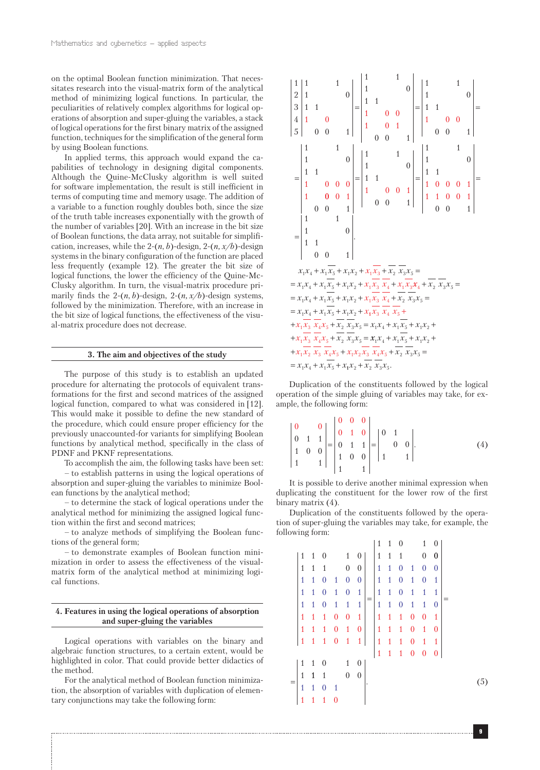on the optimal Boolean function minimization. That necessitates research into the visual-matrix form of the analytical method of minimizing logical functions. In particular, the peculiarities of relatively complex algorithms for logical operations of absorption and super-gluing the variables, a stack of logical operations for the first binary matrix of the assigned function, techniques for the simplification of the general form by using Boolean functions.

In applied terms, this approach would expand the capabilities of technology in designing digital components. Although the Quine-McClusky algorithm is well suited for software implementation, the result is still inefficient in terms of computing time and memory usage. The addition of a variable to a function roughly doubles both, since the size of the truth table increases exponentially with the growth of the number of variables [20]. With an increase in the bit size of Boolean functions, the data array, not suitable for simplification, increases, while the 2-$(n, b)$-design, 2-$(n, x/b)$-design systems in the binary configuration of the function are placed less frequently (example 12). The greater the bit size of logical functions, the lower the efficiency of the Quine-McClusky algorithm. In turn, the visual-matrix procedure primarily finds the 2-$(n, b)$-design, 2-$(n, x/b)$-design systems, followed by the minimization. Therefore, with an increase in the bit size of logical functions, the effectiveness of the visual-matrix procedure does not decrease.

## 3. The aim and objectives of the study

The purpose of this study is to establish an updated procedure for alternating the protocols of equivalent transformations for the first and second matrices of the assigned logical function, compared to what was considered in [12]. This would make it possible to define the new standard of the procedure, which could ensure proper efficiency for the previously unaccounted-for variants for simplifying Boolean functions by analytical method, specifically in the class of PDNF and PKNF representations.

To accomplish the aim, the following tasks have been set:

– to establish patterns in using the logical operations of absorption and super-gluing the variables to minimize Boolean functions by the analytical method;

– to determine the stack of logical operations under the analytical method for minimizing the assigned logical function within the first and second matrices;

– to analyze methods of simplifying the Boolean functions of the general form;

– to demonstrate examples of Boolean function minimization in order to assess the effectiveness of the visual-matrix form of the analytical method at minimizing logical functions.

## 4. Features in using the logical operations of absorption and super-gluing the variables

Logical operations with variables on the binary and algebraic function structures, to a certain extent, would be highlighted in color. That could provide better didactics of the method.

For the analytical method of Boolean function minimization, the absorption of variables with duplication of elementary conjunctions may take the following form:

$$
\begin{array}{c|ccccc|}
1 & 1 & & & 1 & \\
2 & 1 & & & & 0\\
3 & 1 & 1 & & & \\
4 & 1 & & 0 & & \\
5 & & 0 & 0 & & 1
\end{array}
=
\left|\begin{array}{ccccc}
1 & & & 1 & \\
1 & & & & 0\\
1 & 1 & & & \\
1 & & 0 & 0 & \\
1 & & 0 & 1 & \\
 & 0 & 0 & & 1
\end{array}\right|
=
\left|\begin{array}{ccccc}
1 & & & 1 & \\
1 & & & & 0\\
1 & 1 & & & \\
1 & & 0 & 0 & \\
 & 0 & 0 & & 1
\end{array}\right|
=
$$

$$
=\left|\begin{array}{ccccc}
1 & & & 1 & \\
1 & & & & 0\\
1 & 1 & & & \\
1 & & 0 & 0 & 0\\
1 & & 0 & 0 & 1\\
 & 0 & 0 & & 1
\end{array}\right|
=
\left|\begin{array}{ccccc}
1 & & & 1 & \\
1 & & & & 0\\
1 & 1 & & & \\
1 & & 0 & 0 & 1\\
 & 0 & 0 & & 1
\end{array}\right|
=
\left|\begin{array}{ccccc}
1 & & & 1 & \\
1 & & & & 0\\
1 & 1 & & & \\
1 & 0 & 0 & 0 & 1\\
1 & 1 & 0 & 0 & 1\\
 & 0 & 0 & & 1
\end{array}\right|
=
$$

$$
=\left|\begin{array}{ccccc}
1 & & & 1 & \\
1 & & & & 0\\
1 & 1 & & & \\
 & 0 & 0 & & 1
\end{array}\right|.
$$

$$
\begin{aligned}
& x_1x_4 + x_1\overline{x}_5 + x_1x_2 + x_1\overline{x}_3 + \overline{x}_2\,\overline{x}_3x_5 = \\
&= x_1x_4 + x_1\overline{x}_5 + x_1x_2 + x_1\overline{x}_3\,\overline{x}_4 + x_1\overline{x}_3x_4 + \overline{x}_2\,\overline{x}_3x_5 = \\
&= x_1x_4 + x_1\overline{x}_5 + x_1x_2 + x_1\overline{x}_3\,\overline{x}_4 + \overline{x}_2\,\overline{x}_3x_5 = \\
&= x_1x_4 + x_1\overline{x}_5 + x_1x_2 + x_1\overline{x}_3\,\overline{x}_4\,\overline{x}_5 + \\
&+ x_1\overline{x}_3\,\overline{x}_4x_5 + \overline{x}_2\,\overline{x}_3x_5 = x_1x_4 + x_1\overline{x}_5 + x_1x_2 + \\
&+ x_1\overline{x}_3\,\overline{x}_4x_5 + \overline{x}_2\,\overline{x}_3x_5 = x_1x_4 + x_1\overline{x}_5 + x_1x_2 + \\
&+ x_1\overline{x}_2\,\overline{x}_3\,\overline{x}_4x_5 + x_1x_2\overline{x}_3\,\overline{x}_4x_5 + \overline{x}_2\,\overline{x}_3x_5 = \\
&= x_1x_4 + x_1\overline{x}_5 + x_1x_2 + \overline{x}_2\,\overline{x}_3x_5.
\end{aligned}
$$

Duplication of the constituents followed by the logical operation of the simple gluing of variables may take, for example, the following form:

$$
\left|\begin{array}{ccc}
0 & & 0\\
0 & 1 & 1\\
1 & 0 & 0\\
1 & & 1
\end{array}\right|
=
\left|\begin{array}{ccc}
0 & 0 & 0\\
0 & 1 & 0\\
0 & 1 & 1\\
1 & 0 & 0\\
1 & & 1
\end{array}\right|
=
\left|\begin{array}{ccc}
0 & 1 & \\
 & 0 & 0\\
1 & & 1
\end{array}\right|. \tag{4}
$$

It is possible to derive another minimal expression when duplicating the constituent for the lower row of the first binary matrix (4).

Duplication of the constituents followed by the operation of super-gluing the variables may take, for example, the following form:

$$
\left|\begin{array}{cccccc}
1 & 1 & 0 & & 1 & 0\\
1 & 1 & 1 & & 0 & 0\\
1 & 1 & 0 & 1 & 0 & 0\\
1 & 1 & 0 & 1 & 0 & 1\\
1 & 1 & 0 & 1 & 1 & 1\\
1 & 1 & 1 & 0 & 0 & 1\\
1 & 1 & 1 & 0 & 1 & 0\\
1 & 1 & 1 & 0 & 1 & 1
\end{array}\right|
=
\left|\begin{array}{cccccc}
1 & 1 & 0 & & 1 & 0\\
1 & 1 & 1 & & 0 & 0\\
1 & 1 & 0 & 1 & 0 & 0\\
1 & 1 & 0 & 1 & 0 & 1\\
1 & 1 & 0 & 1 & 1 & 1\\
1 & 1 & 0 & 1 & 1 & 0\\
1 & 1 & 1 & 0 & 0 & 1\\
1 & 1 & 1 & 0 & 1 & 0\\
1 & 1 & 1 & 0 & 1 & 1\\
1 & 1 & 1 & 0 & 0 & 0
\end{array}\right|
=
$$

$$
=\left|\begin{array}{cccccc}
1 & 1 & 0 & & 1 & 0\\
1 & 1 & 1 & & 0 & 0\\
1 & 1 & 0 & 1 & & \\
1 & 1 & 1 & 0 & &
\end{array}\right|. \tag{5}
$$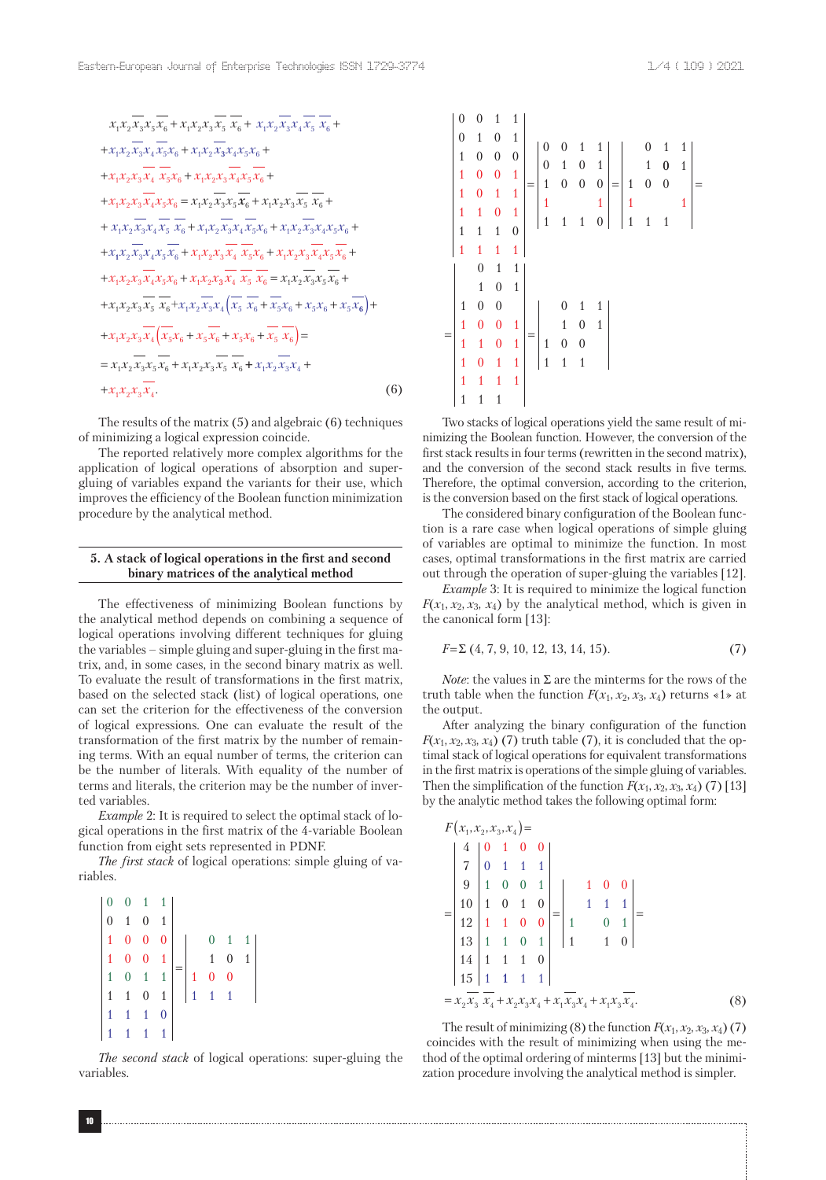$$
\begin{aligned}
& x_1x_2\overline{x_3}x_5\overline{x_6}+x_1x_2x_3\overline{x_5}\,\overline{x_6}+x_1x_2\overline{x_3}x_4\overline{x_5}\,\overline{x_6}+\\
&+x_1x_2\overline{x_3}x_4\overline{x_5}x_6+x_1x_2\overline{x_3}x_4x_5x_6+\\
&+x_1x_2x_3\overline{x_4}\,\overline{x_5}x_6+x_1x_2x_3\overline{x_4}x_5\overline{x_6}+\\
&+x_1x_2x_3\overline{x_4}x_5x_6=x_1x_2\overline{x_3}x_5\overline{x_6}+x_1x_2x_3\overline{x_5}\,\overline{x_6}+\\
&+x_1x_2\overline{x_3}x_4\overline{x_5}\,\overline{x_6}+x_1x_2\overline{x_3}x_4\overline{x_5}x_6+x_1x_2\overline{x_3}x_4x_5x_6+\\
&+x_1x_2\overline{x_3}x_4x_5\overline{x_6}+x_1x_2x_3\overline{x_4}\,\overline{x_5}x_6+x_1x_2x_3\overline{x_4}x_5\overline{x_6}+\\
&+x_1x_2x_3\overline{x_4}x_5x_6+x_1x_2x_3\overline{x_4}\,\overline{x_5}\,\overline{x_6}=x_1x_2\overline{x_3}x_5\overline{x_6}+\\
&+x_1x_2x_3\overline{x_5}\,\overline{x_6}+x_1x_2\overline{x_3}x_4\left(\overline{x_5}\,\overline{x_6}+\overline{x_5}x_6+x_5x_6+x_5\overline{x_6}\right)+\\
&+x_1x_2x_3\overline{x_4}\left(\overline{x_5}x_6+x_5\overline{x_6}+x_5x_6+\overline{x_5}\,\overline{x_6}\right)=\\
&=x_1x_2\overline{x_3}x_5\overline{x_6}+x_1x_2x_3\overline{x_5}\,\overline{x_6}+x_1x_2\overline{x_3}x_4+\\
&+x_1x_2x_3\overline{x_4}.
\end{aligned}
\qquad (6)
$$

The results of the matrix (5) and algebraic (6) techniques of minimizing a logical expression coincide.

The reported relatively more complex algorithms for the application of logical operations of absorption and super-gluing of variables expand the variants for their use, which improves the efficiency of the Boolean function minimization procedure by the analytical method.

## 5. A stack of logical operations in the first and second binary matrices of the analytical method

The effectiveness of minimizing Boolean functions by the analytical method depends on combining a sequence of logical operations involving different techniques for gluing the variables – simple gluing and super-gluing in the first matrix, and, in some cases, in the second binary matrix as well. To evaluate the result of transformations in the first matrix, based on the selected stack (list) of logical operations, one can set the criterion for the effectiveness of the conversion of logical expressions. One can evaluate the result of the transformation of the first matrix by the number of remaining terms. With an equal number of terms, the criterion can be the number of literals. With equality of the number of terms and literals, the criterion may be the number of inverted variables.

*Example* 2: It is required to select the optimal stack of logical operations in the first matrix of the 4-variable Boolean function from eight sets represented in PDNF.

*The first stack* of logical operations: simple gluing of variables.

$$
\begin{vmatrix}
0 & 0 & 1 & 1\\
0 & 1 & 0 & 1\\
1 & 0 & 0 & 0\\
1 & 0 & 0 & 1\\
1 & 0 & 1 & 1\\
1 & 1 & 0 & 1\\
1 & 1 & 1 & 0\\
1 & 1 & 1 & 1
\end{vmatrix}
=
\begin{vmatrix}
 & 0 & 1 & 1\\
 & 1 & 0 & 1\\
1 & 0 & 0 & \\
1 & 1 & 1 &
\end{vmatrix}
$$

*The second stack* of logical operations: super-gluing the variables.

$$
\begin{vmatrix}
0 & 0 & 1 & 1\\
0 & 1 & 0 & 1\\
1 & 0 & 0 & 0\\
1 & 0 & 0 & 1\\
1 & 0 & 1 & 1\\
1 & 1 & 0 & 1\\
1 & 1 & 1 & 0\\
1 & 1 & 1 & 1
\end{vmatrix}
=
\begin{vmatrix}
0 & 0 & 1 & 1\\
0 & 1 & 0 & 1\\
1 & 0 & 0 & 0\\
1 & & & 1\\
1 & 1 & 1 & 0
\end{vmatrix}
=
\begin{vmatrix}
 & 0 & 1 & 1\\
 & 1 & 0 & 1\\
1 & 0 & 0 & \\
1 & & & 1\\
1 & 1 & 1 &
\end{vmatrix}
=
$$

$$
=
\begin{vmatrix}
 & 0 & 1 & 1\\
 & 1 & 0 & 1\\
1 & 0 & 0 & \\
1 & 0 & 0 & 1\\
1 & 1 & 0 & 1\\
1 & 0 & 1 & 1\\
1 & 1 & 1 & 1\\
1 & 1 & 1 &
\end{vmatrix}
=
\begin{vmatrix}
 & 0 & 1 & 1\\
 & 1 & 0 & 1\\
1 & 0 & 0 & \\
1 & 1 & 1 &
\end{vmatrix}
$$

Two stacks of logical operations yield the same result of minimizing the Boolean function. However, the conversion of the first stack results in four terms (rewritten in the second matrix), and the conversion of the second stack results in five terms. Therefore, the optimal conversion, according to the criterion, is the conversion based on the first stack of logical operations.

The considered binary configuration of the Boolean function is a rare case when logical operations of simple gluing of variables are optimal to minimize the function. In most cases, optimal transformations in the first matrix are carried out through the operation of super-gluing the variables [12].

*Example* 3: It is required to minimize the logical function $F(x_1, x_2, x_3, x_4)$ by the analytical method, which is given in the canonical form [13]:

$$F=\Sigma\,(4, 7, 9, 10, 12, 13, 14, 15). \qquad (7)$$

*Note*: the values in Σ are the minterms for the rows of the truth table when the function $F(x_1, x_2, x_3, x_4)$ returns «1» at the output.

After analyzing the binary configuration of the function $F(x_1, x_2, x_3, x_4)$ (7) truth table (7), it is concluded that the optimal stack of logical operations for equivalent transformations in the first matrix is operations of the simple gluing of variables. Then the simplification of the function $F(x_1, x_2, x_3, x_4)$ (7) [13] by the analytic method takes the following optimal form:

$$
F(x_1,x_2,x_3,x_4)=
\begin{vmatrix}
4 & 0 & 1 & 0 & 0\\
7 & 0 & 1 & 1 & 1\\
9 & 1 & 0 & 0 & 1\\
10 & 1 & 0 & 1 & 0\\
12 & 1 & 1 & 0 & 0\\
13 & 1 & 1 & 0 & 1\\
14 & 1 & 1 & 1 & 0\\
15 & 1 & 1 & 1 & 1
\end{vmatrix}
=
\begin{vmatrix}
 & 1 & 0 & 0\\
 & 1 & 1 & 1\\
1 & & 0 & 1\\
1 & & 1 & 0
\end{vmatrix}
=
$$

$$
=x_2\overline{x_3}\,\overline{x_4}+x_2x_3x_4+x_1\overline{x_3}x_4+x_1x_3\overline{x_4}. \qquad (8)
$$

The result of minimizing (8) the function $F(x_1, x_2, x_3, x_4)$ (7) coincides with the result of minimizing when using the method of the optimal ordering of minterms [13] but the minimization procedure involving the analytical method is simpler.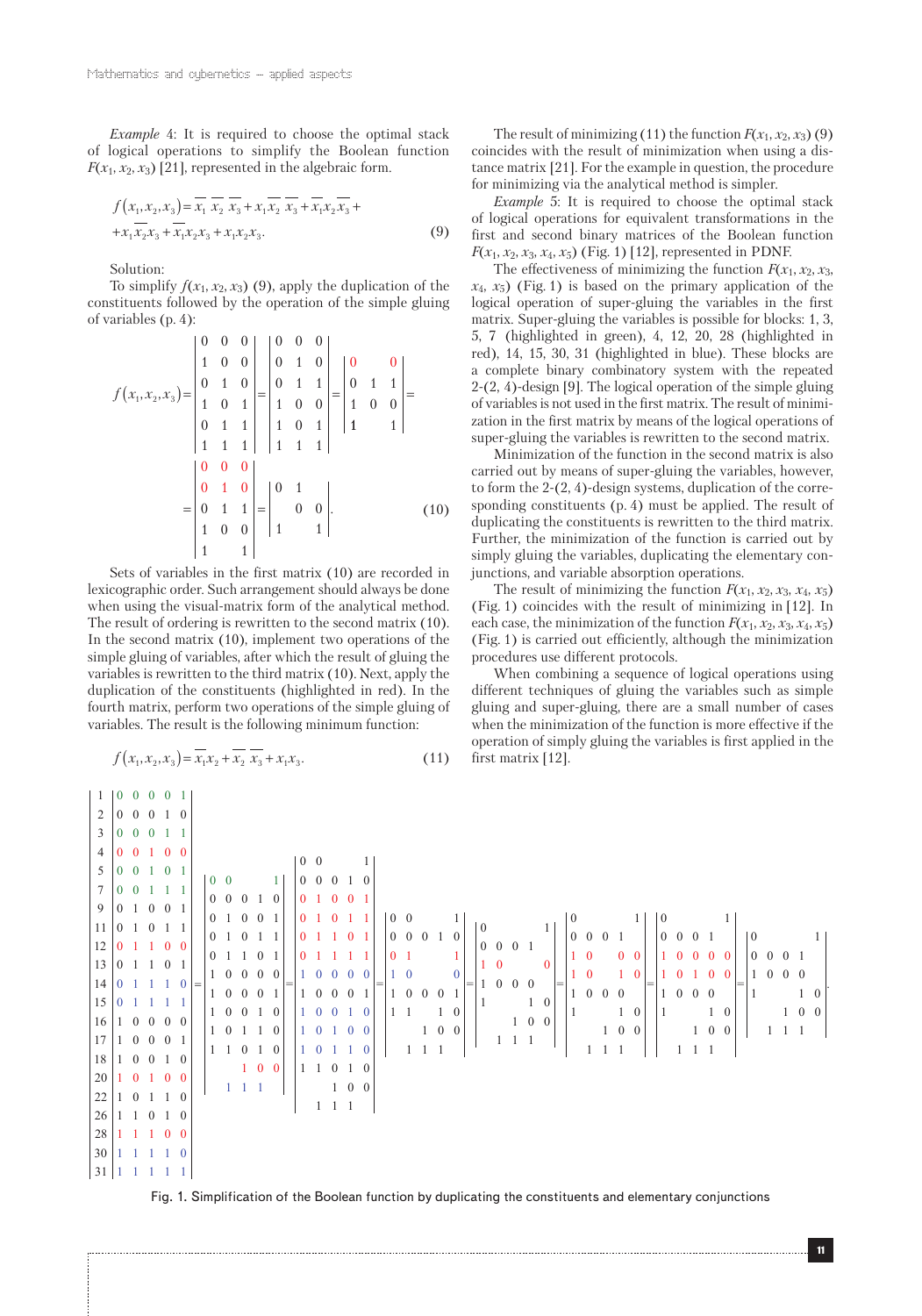*Example* 4: It is required to choose the optimal stack of logical operations to simplify the Boolean function $F(x_1, x_2, x_3)$ [21], represented in the algebraic form.

$$f(x_1,x_2,x_3)=\overline{x_1}\,\overline{x_2}\,\overline{x_3}+x_1\overline{x_2}\,\overline{x_3}+\overline{x_1}x_2\overline{x_3}+ \\ +x_1\overline{x_2}x_3+\overline{x_1}x_2x_3+x_1x_2x_3. \qquad (9)$$

Solution:

To simplify $f(x_1, x_2, x_3)$ (9), apply the duplication of the constituents followed by the operation of the simple gluing of variables (p. 4):

$$f(x_1,x_2,x_3)=\begin{vmatrix}0&0&0\\1&0&0\\0&1&0\\1&0&1\\0&1&1\\1&1&1\end{vmatrix}=\begin{vmatrix}0&0&0\\0&1&0\\0&1&1\\1&0&0\\1&0&1\\1&1&1\end{vmatrix}=\begin{vmatrix}0&&0\\0&1&1\\1&0&0\\1&&1\end{vmatrix}=$$

$$=\begin{vmatrix}0&0&0\\0&1&0\\0&1&1\\1&0&0\\1&&1\end{vmatrix}=\begin{vmatrix}0&1&\\&0&0\\1&&1\end{vmatrix}. \qquad (10)$$

Sets of variables in the first matrix (10) are recorded in lexicographic order. Such arrangement should always be done when using the visual-matrix form of the analytical method. The result of ordering is rewritten to the second matrix (10). In the second matrix (10), implement two operations of the simple gluing of variables, after which the result of gluing the variables is rewritten to the third matrix (10). Next, apply the duplication of the constituents (highlighted in red). In the fourth matrix, perform two operations of the simple gluing of variables. The result is the following minimum function:

$$f(x_1,x_2,x_3)=\overline{x_1}x_2+\overline{x_2}\,\overline{x_3}+x_1x_3. \qquad (11)$$

The result of minimizing (11) the function $F(x_1, x_2, x_3)$ (9) coincides with the result of minimization when using a distance matrix [21]. For the example in question, the procedure for minimizing via the analytical method is simpler.

*Example* 5: It is required to choose the optimal stack of logical operations for equivalent transformations in the first and second binary matrices of the Boolean function $F(x_1, x_2, x_3, x_4, x_5)$ (Fig. 1) [12], represented in PDNF.

The effectiveness of minimizing the function $F(x_1, x_2, x_3, x_4, x_5)$ (Fig. 1) is based on the primary application of the logical operation of super-gluing the variables in the first matrix. Super-gluing the variables is possible for blocks: 1, 3, 5, 7 (highlighted in green), 4, 12, 20, 28 (highlighted in red), 14, 15, 30, 31 (highlighted in blue). These blocks are a complete binary combinatory system with the repeated 2-(2, 4)-design [9]. The logical operation of the simple gluing of variables is not used in the first matrix. The result of minimization in the first matrix by means of the logical operations of super-gluing the variables is rewritten to the second matrix.

Minimization of the function in the second matrix is also carried out by means of super-gluing the variables, however, to form the 2-(2, 4)-design systems, duplication of the corresponding constituents (p. 4) must be applied. The result of duplicating the constituents is rewritten to the third matrix. Further, the minimization of the function is carried out by simply gluing the variables, duplicating the elementary conjunctions, and variable absorption operations.

The result of minimizing the function $F(x_1, x_2, x_3, x_4, x_5)$ (Fig. 1) coincides with the result of minimizing in [12]. In each case, the minimization of the function $F(x_1, x_2, x_3, x_4, x_5)$ (Fig. 1) is carried out efficiently, although the minimization procedures use different protocols.

When combining a sequence of logical operations using different techniques of gluing the variables such as simple gluing and super-gluing, there are a small number of cases when the minimization of the function is more effective if the operation of simply gluing the variables is first applied in the first matrix [12].

$$\begin{vmatrix}1&0&0&0&0&1\\2&0&0&0&1&0\\3&0&0&0&1&1\\4&0&0&1&0&0\\5&0&0&1&0&1\\7&0&0&1&1&1\\9&0&1&0&0&1\\11&0&1&0&1&1\\12&0&1&1&0&0\\13&0&1&1&0&1\\14&0&1&1&1&0\\15&0&1&1&1&1\\16&1&0&0&0&0\\17&1&0&0&0&1\\18&1&0&0&1&0\\20&1&0&1&0&0\\22&1&0&1&1&0\\26&1&1&0&1&0\\28&1&1&1&0&0\\30&1&1&1&1&0\\31&1&1&1&1&1\end{vmatrix}=\begin{vmatrix}0&0&&&1\\0&0&0&1&0\\0&1&0&0&1\\0&1&0&1&1\\0&1&1&0&1\\1&0&0&0&0\\1&0&0&0&1\\1&0&0&1&0\\1&0&1&1&0\\1&1&0&1&0\\&&1&0&0\\&1&1&1&\end{vmatrix}=\begin{vmatrix}0&0&&&1\\0&0&0&1&0\\0&1&0&0&1\\0&1&0&1&1\\0&1&1&1&1\\1&0&0&0&0\\1&0&0&0&1\\1&0&0&1&0\\1&0&1&0&0\\1&0&1&1&0\\1&1&0&1&0\\&&1&0&0\\&1&1&1&\end{vmatrix}=\begin{vmatrix}0&0&&&1\\0&0&0&1&0\\0&1&&&1\\1&0&&&0\\1&0&0&0&1\\1&1&&1&0\\&&1&0&0\\&1&1&1&\end{vmatrix}=\begin{vmatrix}0&&&&1\\0&0&0&1&\\1&0&&&0\\1&0&0&0&\\1&&&1&0\\&&1&0&0\\&1&1&1&\end{vmatrix}=$$

$$=\begin{vmatrix}0&&&&1\\0&0&0&1&\\1&0&&0&0\\1&0&&1&0\\1&0&0&0&\\1&&&1&0\\&&1&0&0\\&1&1&1&\end{vmatrix}=\begin{vmatrix}0&&&&1\\0&0&0&1&\\1&0&0&0&0\\1&0&1&0&0\\1&0&0&0&\\1&&&1&0\\&&1&0&0\\&1&1&1&\end{vmatrix}=\begin{vmatrix}0&&&&1\\0&0&0&1&\\1&0&0&0&\\1&&&1&0\\&&1&0&0\\&1&1&1&\end{vmatrix}.$$

Fig. 1. Simplification of the Boolean function by duplicating the constituents and elementary conjunctions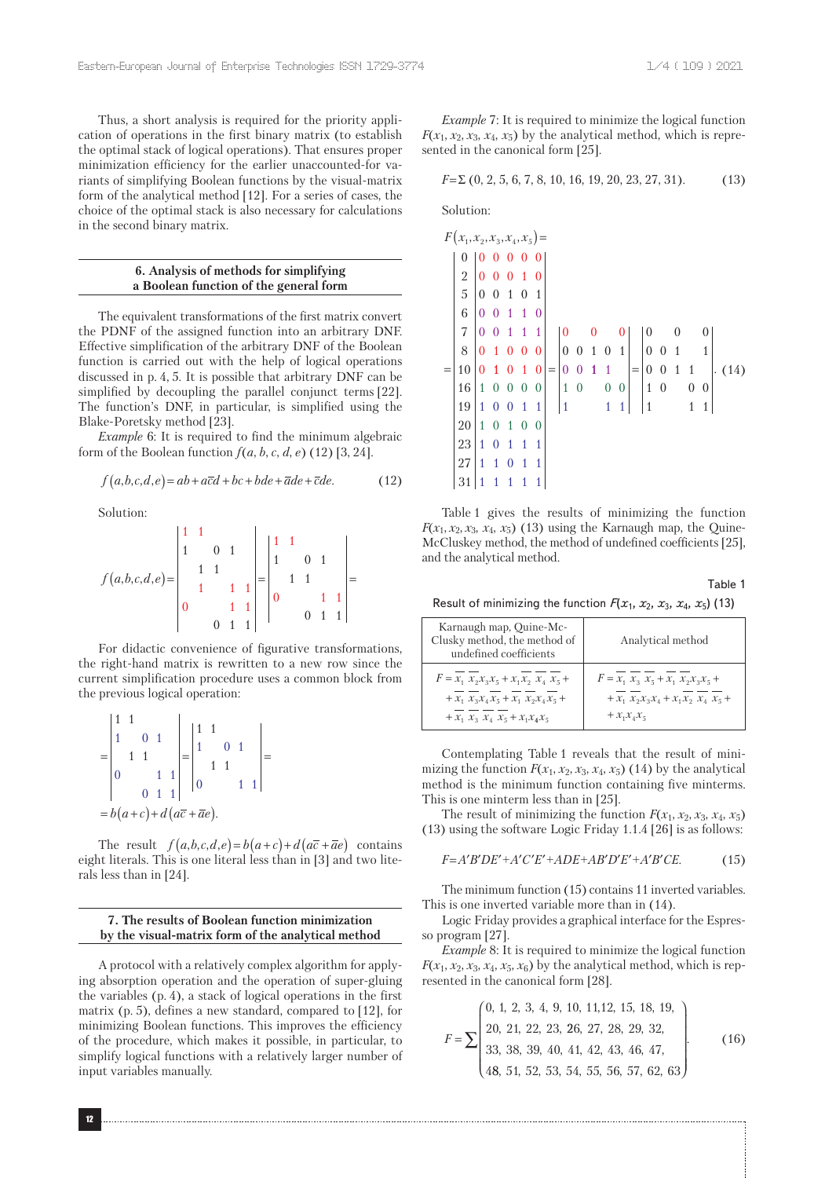Thus, a short analysis is required for the priority application of operations in the first binary matrix (to establish the optimal stack of logical operations). That ensures proper minimization efficiency for the earlier unaccounted-for variants of simplifying Boolean functions by the visual-matrix form of the analytical method [12]. For a series of cases, the choice of the optimal stack is also necessary for calculations in the second binary matrix.

## 6. Analysis of methods for simplifying a Boolean function of the general form

The equivalent transformations of the first matrix convert the PDNF of the assigned function into an arbitrary DNF. Effective simplification of the arbitrary DNF of the Boolean function is carried out with the help of logical operations discussed in p. 4, 5. It is possible that arbitrary DNF can be simplified by decoupling the parallel conjunct terms [22]. The function's DNF, in particular, is simplified using the Blake-Poretsky method [23].

*Example* 6: It is required to find the minimum algebraic form of the Boolean function $f(a, b, c, d, e)$ (12) [3, 24].

$$f(a,b,c,d,e) = ab + a\bar{c}d + bc + bde + \bar{a}de + \bar{c}de. \qquad (12)$$

Solution:

$$f(a,b,c,d,e) = \begin{vmatrix} 1 & 1 & & & \\ 1 & & 0 & 1 & \\ & 1 & 1 & & \\ & 1 & & 1 & 1 \\ 0 & & & 1 & 1 \\ & & 0 & 1 & 1 \end{vmatrix} = \begin{vmatrix} 1 & 1 & & & \\ 1 & & 0 & 1 & \\ & 1 & 1 & & \\ 0 & & & 1 & 1 \\ & & 0 & 1 & 1 \end{vmatrix} =$$

For didactic convenience of figurative transformations, the right-hand matrix is rewritten to a new row since the current simplification procedure uses a common block from the previous logical operation:

$$= \begin{vmatrix} 1 & 1 & & & \\ 1 & & 0 & 1 & \\ & 1 & 1 & & \\ 0 & & & 1 & 1 \\ & & 0 & 1 & 1 \end{vmatrix} = \begin{vmatrix} 1 & 1 & & & \\ 1 & & 0 & 1 & \\ & 1 & 1 & & \\ 0 & & & 1 & 1 \end{vmatrix} =$$

$$= b(a+c) + d(a\bar{c} + \bar{a}e).$$

The result $f(a,b,c,d,e) = b(a+c) + d(a\bar{c} + \bar{a}e)$ contains eight literals. This is one literal less than in [3] and two literals less than in [24].

## 7. The results of Boolean function minimization by the visual-matrix form of the analytical method

A protocol with a relatively complex algorithm for applying absorption operation and the operation of super-gluing the variables (p. 4), a stack of logical operations in the first matrix (p. 5), defines a new standard, compared to [12], for minimizing Boolean functions. This improves the efficiency of the procedure, which makes it possible, in particular, to simplify logical functions with a relatively larger number of input variables manually.

*Example* 7: It is required to minimize the logical function $F(x_1, x_2, x_3, x_4, x_5)$ by the analytical method, which is represented in the canonical form [25].

$$F = \Sigma\,(0, 2, 5, 6, 7, 8, 10, 16, 19, 20, 23, 27, 31). \qquad (13)$$

Solution:

$$F(x_1,x_2,x_3,x_4,x_5) = \begin{array}{r|ccccc|} 0 & 0 & 0 & 0 & 0 & 0 \\ 2 & 0 & 0 & 0 & 1 & 0 \\ 5 & 0 & 0 & 1 & 0 & 1 \\ 6 & 0 & 0 & 1 & 1 & 0 \\ 7 & 0 & 0 & 1 & 1 & 1 \\ 8 & 0 & 1 & 0 & 0 & 0 \\ 10 & 0 & 1 & 0 & 1 & 0 \\ 16 & 1 & 0 & 0 & 0 & 0 \\ 19 & 1 & 0 & 0 & 1 & 1 \\ 20 & 1 & 0 & 1 & 0 & 0 \\ 23 & 1 & 0 & 1 & 1 & 1 \\ 27 & 1 & 1 & 0 & 1 & 1 \\ 31 & 1 & 1 & 1 & 1 & 1 \end{array} = \begin{vmatrix} 0 & & 0 & & 0 \\ 0 & 0 & 1 & 0 & 1 \\ 0 & 0 & 1 & 1 & \\ 1 & 0 & & 0 & 0 \\ 1 & & & 1 & 1 \end{vmatrix} = \begin{vmatrix} 0 & & 0 & & 0 \\ 0 & 0 & 1 & & 1 \\ 0 & 0 & 1 & 1 & \\ 1 & 0 & & 0 & 0 \\ 1 & & & 1 & 1 \end{vmatrix}. \quad (14)$$

Table 1 gives the results of minimizing the function $F(x_1, x_2, x_3, x_4, x_5)$ (13) using the Karnaugh map, the Quine-McCluskey method, the method of undefined coefficients [25], and the analytical method.

Table 1

Result of minimizing the function $F(x_1, x_2, x_3, x_4, x_5)$ (13)

| Karnaugh map, Quine-Mc-Clusky method, the method of undefined coefficients | Analytical method |
|---|---|
| $F = \bar{x}_1\,\bar{x}_2 x_3 x_5 + x_1 \bar{x}_2\,\bar{x}_4\,\bar{x}_5 + \bar{x}_1\,\bar{x}_3 x_4 \bar{x}_5 + \bar{x}_1\,\bar{x}_2 x_4 \bar{x}_5 + \bar{x}_1\,\bar{x}_3\,\bar{x}_4\,\bar{x}_5 + x_1 x_4 x_5$ | $F = \bar{x}_1\,\bar{x}_3\,\bar{x}_5 + \bar{x}_1\,\bar{x}_2 x_3 x_5 + \bar{x}_1\,\bar{x}_2 x_3 x_4 + x_1 \bar{x}_2\,\bar{x}_4\,\bar{x}_5 + x_1 x_4 x_5$ |

Contemplating Table 1 reveals that the result of minimizing the function $F(x_1, x_2, x_3, x_4, x_5)$ (14) by the analytical method is the minimum function containing five minterms. This is one minterm less than in [25].

The result of minimizing the function $F(x_1, x_2, x_3, x_4, x_5)$ (13) using the software Logic Friday 1.1.4 [26] is as follows:

$$F = A'B'DE' + A'C'E' + ADE + AB'D'E' + A'B'CE. \qquad (15)$$

The minimum function (15) contains 11 inverted variables. This is one inverted variable more than in (14).

Logic Friday provides a graphical interface for the Espresso program [27].

*Example* 8: It is required to minimize the logical function $F(x_1, x_2, x_3, x_4, x_5, x_6)$ by the analytical method, which is represented in the canonical form [28].

$$F = \sum \begin{pmatrix} 0,\ 1,\ 2,\ 3,\ 4,\ 9,\ 10,\ 11{,}12,\ 15,\ 18,\ 19, \\ 20,\ 21,\ 22,\ 23,\ 26,\ 27,\ 28,\ 29,\ 32, \\ 33,\ 38,\ 39,\ 40,\ 41,\ 42,\ 43,\ 46,\ 47, \\ 48,\ 51,\ 52,\ 53,\ 54,\ 55,\ 56,\ 57,\ 62,\ 63 \end{pmatrix}. \qquad (16)$$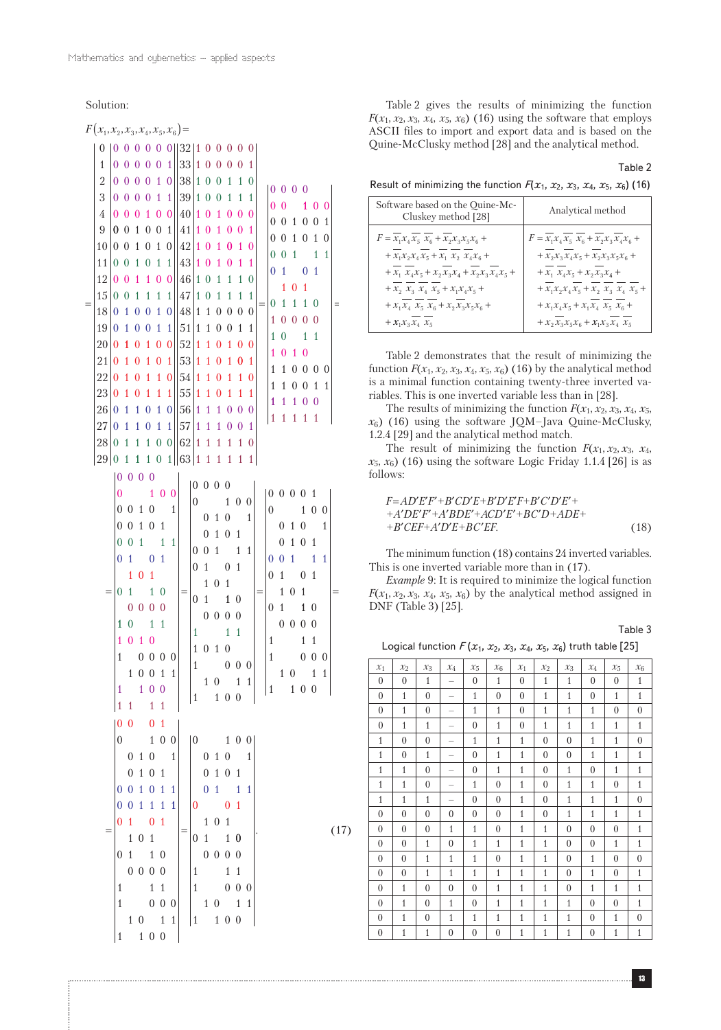Solution:

$$
F(x_1,x_2,x_3,x_4,x_5,x_6)=
\left|\begin{array}{c|cccccc}
0 & 0&0&0&0&0&0\\
1 & 0&0&0&0&0&1\\
2 & 0&0&0&0&1&0\\
3 & 0&0&0&0&1&1\\
4 & 0&0&0&1&0&0\\
9 & 0&0&1&0&0&1\\
10 & 0&0&1&0&1&0\\
11 & 0&0&1&0&1&1\\
12 & 0&0&1&1&0&0\\
15 & 0&0&1&1&1&1\\
18 & 0&1&0&0&1&0\\
19 & 0&1&0&0&1&1\\
20 & 0&1&0&1&0&0\\
21 & 0&1&0&1&0&1\\
22 & 0&1&0&1&1&0\\
23 & 0&1&0&1&1&1\\
26 & 0&1&1&0&1&0\\
27 & 0&1&1&0&1&1\\
28 & 0&1&1&1&0&0\\
29 & 0&1&1&1&0&1
\end{array}\right|
\left|\begin{array}{c|cccccc}
32 & 1&0&0&0&0&0\\
33 & 1&0&0&0&0&1\\
38 & 1&0&0&1&1&0\\
39 & 1&0&0&1&1&1\\
40 & 1&0&1&0&0&0\\
41 & 1&0&1&0&0&1\\
42 & 1&0&1&0&1&0\\
43 & 1&0&1&0&1&1\\
46 & 1&0&1&1&1&0\\
47 & 1&0&1&1&1&1\\
48 & 1&1&0&0&0&0\\
51 & 1&1&0&0&1&1\\
52 & 1&1&0&1&0&0\\
53 & 1&1&0&1&0&1\\
54 & 1&1&0&1&1&0\\
55 & 1&1&0&1&1&1\\
56 & 1&1&1&0&0&0\\
57 & 1&1&1&0&0&1\\
62 & 1&1&1&1&1&0\\
63 & 1&1&1&1&1&1
\end{array}\right|
=
\left|\begin{array}{cccccc}
0&0&0&0&&\\
0&0&&1&0&0\\
0&0&1&0&0&1\\
0&0&1&0&1&0\\
0&0&1&&1&1\\
0&1&&0&1&\\
&1&0&1&&\\
0&1&1&1&0&\\
1&0&0&0&0&\\
1&0&&&1&1\\
1&0&1&0&&\\
1&1&0&0&0&0\\
1&1&0&0&1&1\\
1&1&1&0&0&\\
1&1&1&1&1&
\end{array}\right|
=
$$

$$
=\left|\begin{array}{cccccc}
0&0&0&0&&\\
0&&&1&0&0\\
0&0&1&0&&1\\
0&0&1&0&1&\\
0&0&1&&1&1\\
0&1&&0&1&\\
&1&0&1&&\\
0&1&&1&0&\\
&0&0&0&0&\\
1&0&&&1&1\\
1&0&1&0&&\\
1&&0&0&0&0\\
&1&0&0&1&1\\
1&&1&0&0&\\
1&1&&1&1&
\end{array}\right|
=
\left|\begin{array}{cccccc}
0&0&0&0&&\\
0&&&1&0&0\\
&0&1&0&&1\\
&0&1&0&1&\\
0&0&1&&1&1\\
0&1&&0&1&\\
&1&0&1&&\\
0&1&&1&0&\\
&0&0&0&0&\\
1&&&&1&1\\
1&0&1&0&&\\
1&&&0&0&0\\
&1&0&&1&1\\
1&&1&0&0&
\end{array}\right|
=
\left|\begin{array}{cccccc}
0&0&0&0&1&\\
0&&&1&0&0\\
&0&1&0&&1\\
&0&1&0&1&\\
0&0&1&&1&1\\
0&1&&0&1&\\
&1&0&1&&\\
0&1&&1&0&\\
&0&0&0&0&\\
1&&&&1&1\\
1&&&0&0&0\\
&1&0&&1&1\\
1&&1&0&0&
\end{array}\right|
=
$$

$$
=\left|\begin{array}{cccccc}
0&0&&0&1&\\
0&&&1&0&0\\
&0&1&0&&1\\
&0&1&0&1&\\
0&0&1&0&1&1\\
0&0&1&1&1&1\\
0&1&&0&1&\\
&1&0&1&&\\
0&1&&1&0&\\
&0&0&0&0&\\
1&&&&1&1\\
1&&&0&0&0\\
&1&0&&1&1\\
1&&1&0&0&
\end{array}\right|
=
\left|\begin{array}{cccccc}
0&&&1&0&0\\
&0&1&0&&1\\
&0&1&0&1&\\
&0&1&&1&1\\
0&&&0&1&\\
&1&0&1&&\\
0&1&&1&0&\\
&0&0&0&0&\\
1&&&&1&1\\
1&&&0&0&0\\
&1&0&&1&1\\
1&&1&0&0&
\end{array}\right|. \qquad (17)
$$

Table 2 gives the results of minimizing the function $F(x_1, x_2, x_3, x_4, x_5, x_6)$ (16) using the software that employs ASCII files to import and export data and is based on the Quine-McClusky method [28] and the analytical method.

Table 2

Result of minimizing the function $F(x_1, x_2, x_3, x_4, x_5, x_6)$ (16)

| Software based on the Quine-McClusky method [28] | Analytical method |
|---|---|
| $F=\overline{x_1}x_4\overline{x_5}\,\overline{x_6}+\overline{x_2}x_3x_5x_6+\overline{x_1}x_2x_4\overline{x_5}+\overline{x_1}\,\overline{x_2}\,\overline{x_4}x_6+\overline{x_1}\,\overline{x_4}x_5+x_2\overline{x_3}x_4+\overline{x_2}x_3\overline{x_4}x_5+\overline{x_2}\,\overline{x_3}\,\overline{x_4}\,\overline{x_5}+x_1x_4x_5+x_1\overline{x_4}\,\overline{x_5}\,\overline{x_6}+x_2\overline{x_3}x_5x_6+x_1x_3\overline{x_4}\,\overline{x_5}$ | $F=\overline{x_1}x_4\overline{x_5}\,\overline{x_6}+\overline{x_2}x_3\overline{x_4}x_6+\overline{x_2}x_3\overline{x_4}x_5+\overline{x_2}x_3x_5x_6+\overline{x_1}\,\overline{x_4}x_5+x_2\overline{x_3}x_4+\overline{x_1}x_2x_4\overline{x_5}+\overline{x_2}\,\overline{x_3}\,\overline{x_4}\,\overline{x_5}+x_1x_4x_5+x_1\overline{x_4}\,\overline{x_5}\,\overline{x_6}+x_2\overline{x_3}x_5x_6+x_1x_3\overline{x_4}\,\overline{x_5}$ |

Table 2 demonstrates that the result of minimizing the function $F(x_1, x_2, x_3, x_4, x_5, x_6)$ (16) by the analytical method is a minimal function containing twenty-three inverted variables. This is one inverted variable less than in [28].

The results of minimizing the function $F(x_1, x_2, x_3, x_4, x_5, x_6)$ (16) using the software JQM–Java Quine-McClusky, 1.2.4 [29] and the analytical method match.

The result of minimizing the function $F(x_1, x_2, x_3, x_4, x_5, x_6)$ (16) using the software Logic Friday 1.1.4 [26] is as follows:

$$
\begin{aligned}
&F=AD'E'F'+B'CD'E+B'D'E'F+B'C'D'E'+\\
&+A'DE'F'+A'BDE'+ACD'E'+BC'D+ADE+\\
&+B'CEF+A'D'E+BC'EF. \qquad (18)
\end{aligned}
$$

The minimum function (18) contains 24 inverted variables. This is one inverted variable more than in (17).

*Example* 9: It is required to minimize the logical function $F(x_1, x_2, x_3, x_4, x_5, x_6)$ by the analytical method assigned in DNF (Table 3) [25].

Table 3

Logical function $F(x_1, x_2, x_3, x_4, x_5, x_6)$ truth table [25]

| $x_1$ | $x_2$ | $x_3$ | $x_4$ | $x_5$ | $x_6$ | $x_1$ | $x_2$ | $x_3$ | $x_4$ | $x_5$ | $x_6$ |
|---|---|---|---|---|---|---|---|---|---|---|---|
| 0 | 0 | 1 | – | 0 | 1 | 0 | 1 | 1 | 0 | 0 | 1 |
| 0 | 1 | 0 | – | 1 | 0 | 0 | 1 | 1 | 0 | 1 | 1 |
| 0 | 1 | 0 | – | 1 | 1 | 0 | 1 | 1 | 1 | 0 | 0 |
| 0 | 1 | 1 | – | 0 | 1 | 0 | 1 | 1 | 1 | 1 | 1 |
| 1 | 0 | 0 | – | 1 | 1 | 1 | 0 | 0 | 1 | 1 | 0 |
| 1 | 0 | 1 | – | 0 | 1 | 1 | 0 | 0 | 1 | 1 | 1 |
| 1 | 1 | 0 | – | 0 | 1 | 1 | 0 | 1 | 0 | 1 | 1 |
| 1 | 1 | 0 | – | 1 | 0 | 1 | 0 | 1 | 1 | 0 | 1 |
| 1 | 1 | 1 | – | 0 | 0 | 1 | 0 | 1 | 1 | 1 | 0 |
| 0 | 0 | 0 | 0 | 0 | 0 | 1 | 0 | 1 | 1 | 1 | 1 |
| 0 | 0 | 0 | 1 | 1 | 0 | 1 | 1 | 0 | 0 | 0 | 1 |
| 0 | 0 | 1 | 0 | 1 | 1 | 1 | 1 | 0 | 0 | 1 | 1 |
| 0 | 0 | 1 | 1 | 1 | 0 | 1 | 1 | 0 | 1 | 0 | 0 |
| 0 | 0 | 1 | 1 | 1 | 1 | 1 | 1 | 0 | 1 | 0 | 1 |
| 0 | 1 | 0 | 0 | 0 | 1 | 1 | 1 | 0 | 1 | 1 | 1 |
| 0 | 1 | 0 | 1 | 0 | 1 | 1 | 1 | 1 | 0 | 0 | 1 |
| 0 | 1 | 0 | 1 | 1 | 1 | 1 | 1 | 1 | 0 | 1 | 0 |
| 0 | 1 | 1 | 0 | 0 | 0 | 1 | 1 | 1 | 0 | 1 | 1 |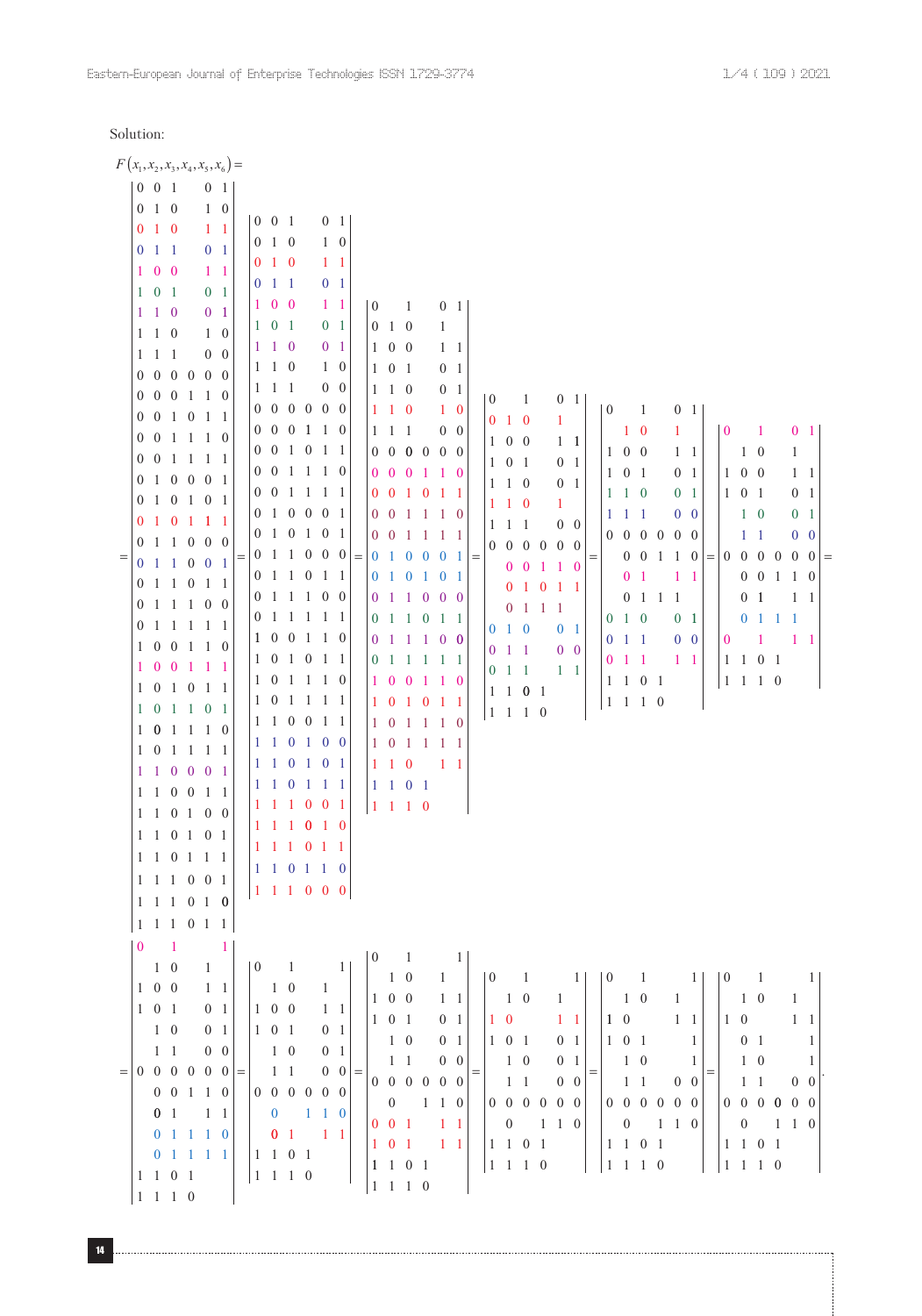Solution:

$F(x_1,x_2,x_3,x_4,x_5,x_6)=$

$$
=\begin{vmatrix}
0&0&1&&0&1\\
0&1&0&&1&0\\
0&1&0&&1&1\\
0&1&1&&0&1\\
1&0&0&&1&1\\
1&0&1&&0&1\\
1&1&0&&0&1\\
1&1&0&&1&0\\
1&1&1&&0&0\\
0&0&0&0&0&0\\
0&0&0&1&1&0\\
0&0&1&0&1&1\\
0&0&1&1&1&0\\
0&0&1&1&1&1\\
0&1&0&0&0&1\\
0&1&0&1&0&1\\
0&1&0&1&1&1\\
0&1&1&0&0&0\\
0&1&1&0&0&1\\
0&1&1&0&1&1\\
0&1&1&1&0&0\\
0&1&1&1&1&1\\
1&0&0&1&1&0\\
1&0&0&1&1&1\\
1&0&1&0&1&1\\
1&0&1&1&0&1\\
1&0&1&1&1&0\\
1&0&1&1&1&1\\
1&1&0&0&0&1\\
1&1&0&0&1&1\\
1&1&0&1&0&0\\
1&1&0&1&0&1\\
1&1&0&1&1&1\\
1&1&1&0&0&1\\
1&1&1&0&1&0\\
1&1&1&0&1&1
\end{vmatrix}
=\begin{vmatrix}
0&0&1&&0&1\\
0&1&0&&1&0\\
0&1&0&&1&1\\
0&1&1&&0&1\\
1&0&0&&1&1\\
1&0&1&&0&1\\
1&1&0&&0&1\\
1&1&0&&1&0\\
1&1&1&&0&0\\
0&0&0&0&0&0\\
0&0&0&1&1&0\\
0&0&1&0&1&1\\
0&0&1&1&1&0\\
0&0&1&1&1&1\\
0&1&0&0&0&1\\
0&1&0&1&0&1\\
0&1&1&0&0&0\\
0&1&1&0&1&1\\
0&1&1&1&0&0\\
0&1&1&1&1&1\\
1&0&0&1&1&0\\
1&0&1&0&1&1\\
1&0&1&1&1&0\\
1&0&1&1&1&1\\
1&1&0&0&1&1\\
1&1&0&1&0&0\\
1&1&0&1&0&1\\
1&1&0&1&1&1\\
1&1&1&0&0&1\\
1&1&1&0&1&0\\
1&1&1&0&1&1\\
1&1&0&1&1&0\\
1&1&1&0&0&0
\end{vmatrix}
=\begin{vmatrix}
0&&1&&0&1\\
0&1&0&&1&\\
1&0&0&&1&1\\
1&0&1&&0&1\\
1&1&0&&0&1\\
1&1&0&&1&0\\
1&1&1&&0&0\\
0&0&0&0&0&0\\
0&0&0&1&1&0\\
0&0&1&0&1&1\\
0&0&1&1&1&0\\
0&0&1&1&1&1\\
0&1&0&0&0&1\\
0&1&0&1&0&1\\
0&1&1&0&0&0\\
0&1&1&0&1&1\\
0&1&1&1&0&0\\
0&1&1&1&1&1\\
1&0&0&1&1&0\\
1&0&1&0&1&1\\
1&0&1&1&1&0\\
1&0&1&1&1&1\\
1&1&0&&1&1\\
1&1&0&1&&\\
1&1&1&0&&
\end{vmatrix}
=\begin{vmatrix}
0&&1&&0&1\\
0&1&0&&1&\\
1&0&0&&1&1\\
1&0&1&&0&1\\
1&1&0&&0&1\\
1&1&0&&1&\\
1&1&1&&0&0\\
0&0&0&0&0&0\\
&0&0&1&1&0\\
&0&1&0&1&1\\
&0&1&1&1&\\
0&1&0&&0&1\\
0&1&1&&0&0\\
0&1&1&&1&1\\
1&1&0&1&&\\
1&1&1&0&&
\end{vmatrix}
=\begin{vmatrix}
0&&1&&0&1\\
&1&0&&1&\\
1&0&0&&1&1\\
1&0&1&&0&1\\
1&1&0&&0&1\\
1&1&1&&0&0\\
0&0&0&0&0&0\\
&0&0&1&1&0\\
&0&1&&1&1\\
&0&1&1&1&\\
0&1&0&&0&1\\
0&1&1&&0&0\\
0&1&1&&1&1\\
1&1&0&1&&\\
1&1&1&0&&
\end{vmatrix}
=\begin{vmatrix}
0&&1&&0&1\\
&1&0&&1&\\
1&0&0&&1&1\\
1&0&1&&0&1\\
&1&0&&0&1\\
&1&1&&0&0\\
0&0&0&0&0&0\\
&0&0&1&1&0\\
&0&1&&1&1\\
&0&1&1&1&\\
0&&1&&1&1\\
1&1&0&1&&\\
1&1&1&0&&
\end{vmatrix}
=
$$

$$
=\begin{vmatrix}
0&&1&&&1\\
&1&0&&1&\\
1&0&0&&1&1\\
1&0&1&&0&1\\
&1&0&&0&1\\
&1&1&&0&0\\
0&0&0&0&0&0\\
&0&0&1&1&0\\
&0&1&&1&1\\
&0&1&1&1&0\\
&0&1&1&1&1\\
1&1&0&1&&\\
1&1&1&0&&
\end{vmatrix}
=\begin{vmatrix}
0&&1&&&1\\
&1&0&&1&\\
1&0&0&&1&1\\
1&0&1&&0&1\\
&1&0&&0&1\\
&1&1&&0&0\\
0&0&0&0&0&0\\
&0&&1&1&0\\
&0&1&&1&1\\
1&1&0&1&&\\
1&1&1&0&&
\end{vmatrix}
=\begin{vmatrix}
0&&1&&&1\\
&1&0&&1&\\
1&0&0&&1&1\\
1&0&1&&0&1\\
&1&0&&0&1\\
&1&1&&0&0\\
0&0&0&0&0&0\\
&0&&1&1&0\\
0&0&1&&1&1\\
1&0&1&&1&1\\
1&1&0&1&&\\
1&1&1&0&&
\end{vmatrix}
=\begin{vmatrix}
0&&1&&&1\\
&1&0&&1&\\
1&0&&&1&1\\
1&0&1&&0&1\\
&1&0&&0&1\\
&1&1&&0&0\\
0&0&0&0&0&0\\
&0&&1&1&0\\
1&1&0&1&&\\
1&1&1&0&&
\end{vmatrix}
=\begin{vmatrix}
0&&1&&&1\\
&1&0&&1&\\
1&0&&&1&1\\
1&0&1&&&1\\
&1&0&&&1\\
&1&1&&0&0\\
0&0&0&0&0&0\\
&0&&1&1&0\\
1&1&0&1&&\\
1&1&1&0&&
\end{vmatrix}
=\begin{vmatrix}
0&&1&&&1\\
&1&0&&1&\\
1&0&&&1&1\\
&0&1&&&1\\
&1&0&&&1\\
&1&1&&0&0\\
0&0&0&0&0&0\\
&0&&1&1&0\\
1&1&0&1&&\\
1&1&1&0&&
\end{vmatrix}.
$$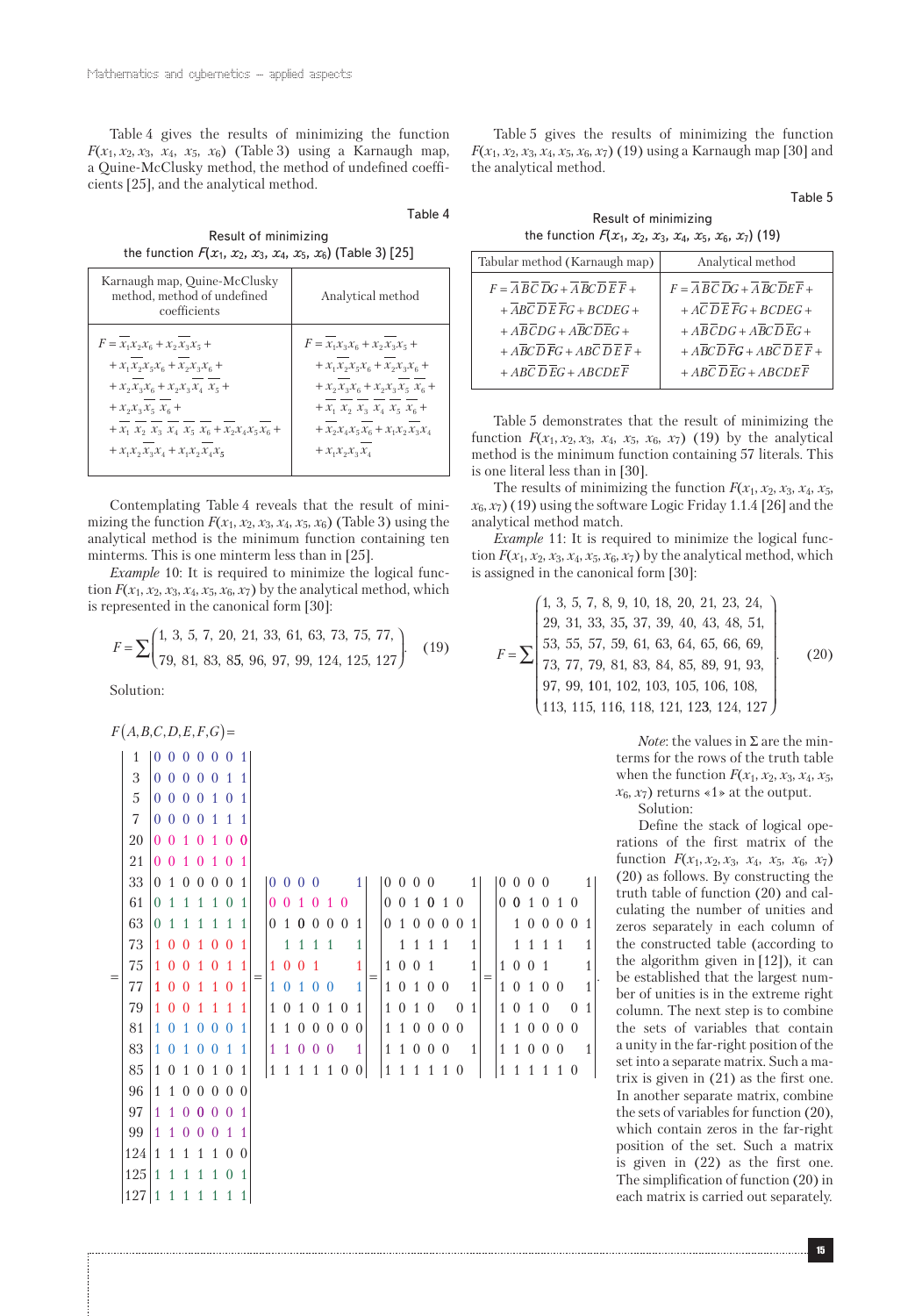Table 4 gives the results of minimizing the function $F(x_1, x_2, x_3, x_4, x_5, x_6)$ (Table 3) using a Karnaugh map, a Quine-McClusky method, the method of undefined coefficients [25], and the analytical method.

Table 4

Result of minimizing the function $F(x_1, x_2, x_3, x_4, x_5, x_6)$ (Table 3) [25]

| Karnaugh map, Quine-McClusky method, method of undefined coefficients | Analytical method |
|---|---|
| $F = \overline{x}_1 x_2 x_6 + x_2 \overline{x}_3 x_5 + x_1 \overline{x}_2 \overline{x}_5 x_6 + \overline{x}_2 x_3 x_6 + x_2 \overline{x}_3 x_6 + x_2 x_3 \overline{x}_4 \; \overline{x}_5 + x_2 x_3 \overline{x}_5 \; \overline{x}_6 + \overline{x}_1 \; \overline{x}_2 \; \overline{x}_3 \; \overline{x}_4 \; \overline{x}_5 \; \overline{x}_6 + \overline{x}_2 x_4 x_5 \overline{x}_6 + x_1 x_2 \overline{x}_3 x_4 + x_1 x_2 \overline{x}_4 x_5$ | $F = \overline{x}_1 x_3 x_6 + x_2 \overline{x}_3 x_5 + x_1 \overline{x}_2 x_5 x_6 + \overline{x}_2 x_3 x_6 + x_2 \overline{x}_3 x_6 + x_2 x_3 \overline{x}_5 \; \overline{x}_6 + \overline{x}_1 \; \overline{x}_2 \; \overline{x}_3 \; \overline{x}_4 \; \overline{x}_5 \; \overline{x}_6 + \overline{x}_2 x_4 x_5 \overline{x}_6 + x_1 x_2 \overline{x}_3 x_4 + x_1 x_2 x_3 \overline{x}_4$ |

Contemplating Table 4 reveals that the result of minimizing the function $F(x_1, x_2, x_3, x_4, x_5, x_6)$ (Table 3) using the analytical method is the minimum function containing ten minterms. This is one minterm less than in [25].

*Example* 10: It is required to minimize the logical function $F(x_1, x_2, x_3, x_4, x_5, x_6, x_7)$ by the analytical method, which is represented in the canonical form [30]:

$$F = \sum \begin{pmatrix} 1,\ 3,\ 5,\ 7,\ 20,\ 21,\ 33,\ 61,\ 63,\ 73,\ 75,\ 77, \\ 79,\ 81,\ 83,\ 85,\ 96,\ 97,\ 99,\ 124,\ 125,\ 127 \end{pmatrix}. \quad (19)$$

Solution:

$$F(A,B,C,D,E,F,G) = \begin{vmatrix} 1 & 0\,0\,0\,0\,0\,0\,1 \\ 3 & 0\,0\,0\,0\,0\,1\,1 \\ 5 & 0\,0\,0\,0\,1\,0\,1 \\ 7 & 0\,0\,0\,0\,1\,1\,1 \\ 20 & 0\,0\,1\,0\,1\,0\,0 \\ 21 & 0\,0\,1\,0\,1\,0\,1 \\ 33 & 0\,1\,0\,0\,0\,0\,1 \\ 61 & 0\,1\,1\,1\,1\,0\,1 \\ 63 & 0\,1\,1\,1\,1\,1\,1 \\ 73 & 1\,0\,0\,1\,0\,0\,1 \\ 75 & 1\,0\,0\,1\,0\,1\,1 \\ 77 & 1\,0\,0\,1\,1\,0\,1 \\ 79 & 1\,0\,0\,1\,1\,1\,1 \\ 81 & 1\,0\,1\,0\,0\,0\,1 \\ 83 & 1\,0\,1\,0\,0\,1\,1 \\ 85 & 1\,0\,1\,0\,1\,0\,1 \\ 96 & 1\,1\,0\,0\,0\,0\,0 \\ 97 & 1\,1\,0\,0\,0\,0\,1 \\ 99 & 1\,1\,0\,0\,0\,1\,1 \\ 124 & 1\,1\,1\,1\,1\,0\,0 \\ 125 & 1\,1\,1\,1\,1\,0\,1 \\ 127 & 1\,1\,1\,1\,1\,1\,1 \end{vmatrix} = \begin{vmatrix} 0\,0\,0\,0\;\;\;\;1 \\ 0\,0\,1\,0\,1\,0\;\; \\ 0\,1\,0\,0\,0\,0\,1 \\ \;\;\;1\,1\,1\,1\;\;\;1 \\ 1\,0\,0\,1\;\;\;\;1 \\ 1\,0\,1\,0\,0\;\;\;1 \\ 1\,0\,1\,0\,1\,0\,1 \\ 1\,1\,0\,0\,0\,0\,0 \\ 1\,1\,0\,0\,0\;\;\;1 \\ 1\,1\,1\,1\,1\,0\,0 \end{vmatrix} = \begin{vmatrix} 0\,0\,0\,0\;\;\;\;1 \\ 0\,0\,1\,0\,1\,0\;\; \\ 0\,1\,0\,0\,0\,0\,1 \\ \;\;\;1\,1\,1\,1\;\;\;1 \\ 1\,0\,0\,1\;\;\;\;1 \\ 1\,0\,1\,0\,0\;\;\;1 \\ 1\,0\,1\,0\;\;\;0\,1 \\ 1\,1\,0\,0\,0\,0\;\; \\ 1\,1\,0\,0\,0\;\;\;1 \\ 1\,1\,1\,1\,1\,0\;\; \end{vmatrix} = \begin{vmatrix} 0\,0\,0\,0\;\;\;\;1 \\ 0\,0\,1\,0\,1\,0\;\; \\ \;\;1\,0\,0\,0\,0\,1 \\ \;\;\;1\,1\,1\,1\;\;\;1 \\ 1\,0\,0\,1\;\;\;\;1 \\ 1\,0\,1\,0\,0\;\;\;1 \\ 1\,0\,1\,0\;\;\;0\,1 \\ 1\,1\,0\,0\,0\,0\;\; \\ 1\,1\,0\,0\,0\;\;\;1 \\ 1\,1\,1\,1\,1\,0\;\; \end{vmatrix}.$$

Table 5 gives the results of minimizing the function $F(x_1, x_2, x_3, x_4, x_5, x_6, x_7)$ (19) using a Karnaugh map [30] and the analytical method.

Table 5

Result of minimizing the function $F(x_1, x_2, x_3, x_4, x_5, x_6, x_7)$ (19)

| Tabular method (Karnaugh map) | Analytical method |
|---|---|
| $F = \overline{A}\,\overline{B}\,\overline{C}\,\overline{D}G + \overline{A}\,\overline{B}C\overline{D}\,\overline{E}\,\overline{F} + \overline{A}B\overline{C}\,\overline{D}\,\overline{E}\,\overline{F}G + BCDEG + A\overline{B}\,\overline{C}DG + A\overline{B}C\overline{D}\,\overline{E}G + A\overline{B}C\overline{D}\,\overline{F}G + ABC\overline{D}\,\overline{E}\,\overline{F} + ABC\overline{D}\,\overline{E}G + ABCDE\overline{F}$ | $F = \overline{A}\,\overline{B}\,\overline{C}\,\overline{D}G + \overline{A}\,\overline{B}C\overline{D}E\overline{F} + A\overline{C}\,\overline{D}\,\overline{E}\,\overline{F}G + BCDEG + A\overline{B}\,\overline{C}DG + A\overline{B}C\overline{D}\,\overline{E}G + A\overline{B}C\overline{D}\,\overline{F}G + ABC\overline{D}\,\overline{E}\,\overline{F} + ABC\overline{D}\,\overline{E}G + ABCDE\overline{F}$ |

Table 5 demonstrates that the result of minimizing the function $F(x_1, x_2, x_3, x_4, x_5, x_6, x_7)$ (19) by the analytical method is the minimum function containing 57 literals. This is one literal less than in [30].

The results of minimizing the function $F(x_1, x_2, x_3, x_4, x_5, x_6, x_7)$ (19) using the software Logic Friday 1.1.4 [26] and the analytical method match.

*Example* 11: It is required to minimize the logical function $F(x_1, x_2, x_3, x_4, x_5, x_6, x_7)$ by the analytical method, which is assigned in the canonical form [30]:

$$F = \sum \begin{pmatrix} 1,\ 3,\ 5,\ 7,\ 8,\ 9,\ 10,\ 18,\ 20,\ 21,\ 23,\ 24, \\ 29,\ 31,\ 33,\ 35,\ 37,\ 39,\ 40,\ 43,\ 48,\ 51, \\ 53,\ 55,\ 57,\ 59,\ 61,\ 63,\ 64,\ 65,\ 66,\ 69, \\ 73,\ 77,\ 79,\ 81,\ 83,\ 84,\ 85,\ 89,\ 91,\ 93, \\ 97,\ 99,\ 101,\ 102,\ 103,\ 105,\ 106,\ 108, \\ 113,\ 115,\ 116,\ 118,\ 121,\ 123,\ 124,\ 127 \end{pmatrix}. \quad (20)$$

*Note*: the values in Σ are the minterms for the rows of the truth table when the function $F(x_1, x_2, x_3, x_4, x_5, x_6, x_7)$ returns «1» at the output.

Solution:

Define the stack of logical operations of the first matrix of the function $F(x_1, x_2, x_3, x_4, x_5, x_6, x_7)$ (20) as follows. By constructing the truth table of function (20) and calculating the number of unities and zeros separately in each column of the constructed table (according to the algorithm given in [12]), it can be established that the largest number of unities is in the extreme right column. The next step is to combine the sets of variables that contain a unity in the far-right position of the set into a separate matrix. Such a matrix is given in (21) as the first one. In another separate matrix, combine the sets of variables for function (20), which contain zeros in the far-right position of the set. Such a matrix is given in (22) as the first one. The simplification of function (20) in each matrix is carried out separately.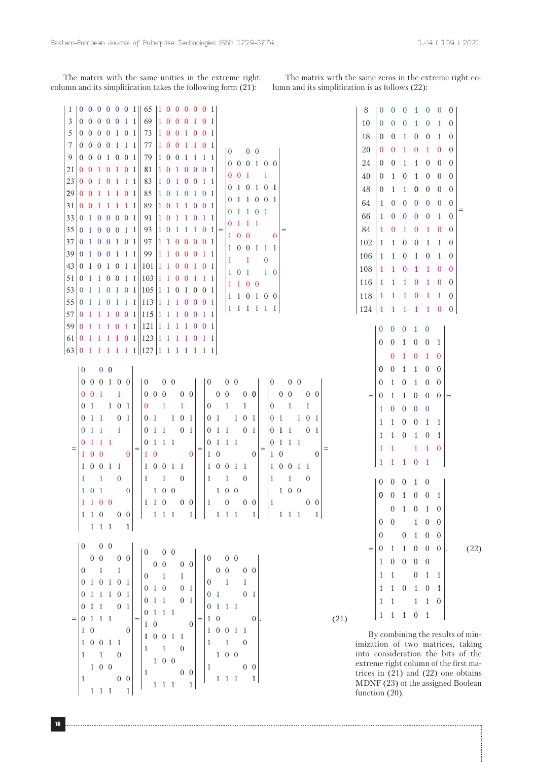The matrix with the same unities in the extreme right column and its simplification takes the following form (21):

$$
\begin{array}{r|ccccccc|}
1 & 0&0&0&0&0&0&1\\
3 & 0&0&0&0&0&1&1\\
5 & 0&0&0&0&1&0&1\\
7 & 0&0&0&0&1&1&1\\
9 & 0&0&0&1&0&0&1\\
21 & 0&0&1&0&1&0&1\\
23 & 0&0&1&0&1&1&1\\
29 & 0&0&1&1&1&0&1\\
31 & 0&0&1&1&1&1&1\\
33 & 0&1&0&0&0&0&1\\
35 & 0&1&0&0&0&1&1\\
37 & 0&1&0&0&1&0&1\\
39 & 0&1&0&0&1&1&1\\
43 & 0&1&0&1&0&1&1\\
51 & 0&1&1&0&0&1&1\\
53 & 0&1&1&0&1&0&1\\
55 & 0&1&1&0&1&1&1\\
57 & 0&1&1&1&0&0&1\\
59 & 0&1&1&1&0&1&1\\
61 & 0&1&1&1&1&0&1\\
63 & 0&1&1&1&1&1&1
\end{array}
\begin{array}{r|ccccccc|}
65 & 1&0&0&0&0&0&1\\
69 & 1&0&0&0&1&0&1\\
73 & 1&0&0&1&0&0&1\\
77 & 1&0&0&1&1&0&1\\
79 & 1&0&0&1&1&1&1\\
81 & 1&0&1&0&0&0&1\\
83 & 1&0&1&0&0&1&1\\
85 & 1&0&1&0&1&0&1\\
89 & 1&0&1&1&0&0&1\\
91 & 1&0&1&1&0&1&1\\
93 & 1&0&1&1&1&0&1\\
97 & 1&1&0&0&0&0&1\\
99 & 1&1&0&0&0&1&1\\
101 & 1&1&0&0&1&0&1\\
103 & 1&1&0&0&1&1&1\\
105 & 1&1&0&1&0&0&1\\
113 & 1&1&1&0&0&0&1\\
115 & 1&1&1&0&0&1&1\\
121 & 1&1&1&1&0&0&1\\
123 & 1&1&1&1&0&1&1\\
127 & 1&1&1&1&1&1&1
\end{array}
=
\begin{vmatrix}
0&&0&0&&\\
0&0&0&1&0&0\\
0&0&1&&&1\\
0&1&0&1&0&1\\
0&1&1&0&0&1\\
0&1&1&0&1&\\
0&1&1&1&&\\
1&0&0&&&0\\
1&0&0&1&1&1\\
1&&1&&0&\\
1&0&1&&1&0\\
1&1&0&0&&\\
1&1&0&1&0&0\\
1&1&1&1&1&1
\end{vmatrix}
=
$$

$$
=\begin{vmatrix}
0&&0&0&&\\
0&0&0&1&0&0\\
0&0&1&&1&\\
0&1&&1&0&1\\
0&1&1&&0&1\\
0&1&1&&1&\\
0&1&1&1&&\\
1&0&0&&&0\\
1&0&0&1&1&\\
1&&1&&0&\\
1&0&1&&&0\\
1&1&0&0&&\\
1&1&0&&0&0\\
&1&1&1&&1
\end{vmatrix}
=
\begin{vmatrix}
0&&0&0&&\\
0&0&0&&0&0\\
0&&1&&1&\\
0&1&&1&0&1\\
0&1&1&&0&1\\
0&1&1&1&&\\
1&0&&&&0\\
1&0&0&1&1&\\
1&&1&&0&\\
&1&0&0&&\\
1&1&0&&0&0\\
&1&1&1&&1
\end{vmatrix}
=
\begin{vmatrix}
0&&0&0&&\\
&0&0&&0&0\\
0&&1&&1&\\
0&1&&1&0&1\\
0&1&1&&0&1\\
0&1&1&1&&\\
1&0&&&&0\\
1&0&0&1&1&\\
1&&1&&0&\\
&1&0&0&&\\
1&&0&&0&0\\
&1&1&1&&1
\end{vmatrix}
=
\begin{vmatrix}
0&&0&0&&\\
&0&0&&0&0\\
0&&1&&1&\\
0&1&&1&0&1\\
0&1&1&&0&1\\
0&1&1&1&&\\
1&0&&&&0\\
1&0&0&1&1&\\
1&&1&&0&\\
&1&0&0&&\\
1&&&&0&0\\
&1&1&1&&1
\end{vmatrix}
=
$$

$$
=\begin{vmatrix}
0&&0&0&&\\
&0&0&&0&0\\
0&&1&&1&\\
0&1&0&1&0&1\\
0&1&1&1&0&1\\
0&1&1&&0&1\\
0&1&1&1&&\\
1&0&&&&0\\
1&0&0&1&1&\\
1&&1&&0&\\
&1&0&0&&\\
1&&&&0&0\\
&1&1&1&&1
\end{vmatrix}
=
\begin{vmatrix}
0&&0&0&&\\
&0&0&&0&0\\
0&&1&&1&\\
0&1&0&&0&1\\
0&1&1&&0&1\\
0&1&1&1&&\\
1&0&&&&0\\
1&0&0&1&1&\\
1&&1&&0&\\
&1&0&0&&\\
1&&&&0&0\\
&1&1&1&&1
\end{vmatrix}
=
\begin{vmatrix}
0&&0&0&&\\
&0&0&&0&0\\
0&&1&&1&\\
0&1&&&0&1\\
0&1&1&1&&\\
1&0&&&&0\\
1&0&0&1&1&\\
1&&1&&0&\\
&1&0&0&&\\
1&&&&0&0\\
&1&1&1&&1
\end{vmatrix}
. \qquad (21)
$$

The matrix with the same zeros in the extreme right column and its simplification is as follows (22):

$$
\begin{array}{r|ccccccc|}
8 & 0&0&0&1&0&0&0\\
10 & 0&0&0&1&0&1&0\\
18 & 0&0&1&0&0&1&0\\
20 & 0&0&1&0&1&0&0\\
24 & 0&0&1&1&0&0&0\\
40 & 0&1&0&1&0&0&0\\
48 & 0&1&1&0&0&0&0\\
64 & 1&0&0&0&0&0&0\\
66 & 1&0&0&0&0&1&0\\
84 & 1&0&1&0&1&0&0\\
102 & 1&1&0&0&1&1&0\\
106 & 1&1&0&1&0&1&0\\
108 & 1&1&0&1&1&0&0\\
116 & 1&1&1&0&1&0&0\\
118 & 1&1&1&0&1&1&0\\
124 & 1&1&1&1&1&0&0
\end{array}
=
$$

$$
=\begin{vmatrix}
0&0&0&1&0&\\
0&0&1&0&0&1\\
&0&1&0&1&0\\
0&0&1&1&0&0\\
0&1&0&1&0&0\\
0&1&1&0&0&0\\
1&0&0&0&0&\\
1&1&0&0&1&1\\
1&1&0&1&0&1\\
1&1&&1&1&0\\
1&1&1&0&1&
\end{vmatrix}
=
\begin{vmatrix}
0&0&0&1&0&\\
0&0&1&0&0&1\\
&0&1&0&1&0\\
0&0&&1&0&0\\
0&&0&1&0&0\\
0&1&1&0&0&0\\
1&0&0&0&0&\\
1&1&&0&1&1\\
1&1&0&1&0&1\\
1&1&&1&1&0\\
1&1&1&0&1&
\end{vmatrix}
. \qquad (22)
$$

By combining the results of minimization of two matrices, taking into consideration the bits of the extreme right column of the first matrices in (21) and (22) one obtains MDNF (23) of the assigned Boolean function (20).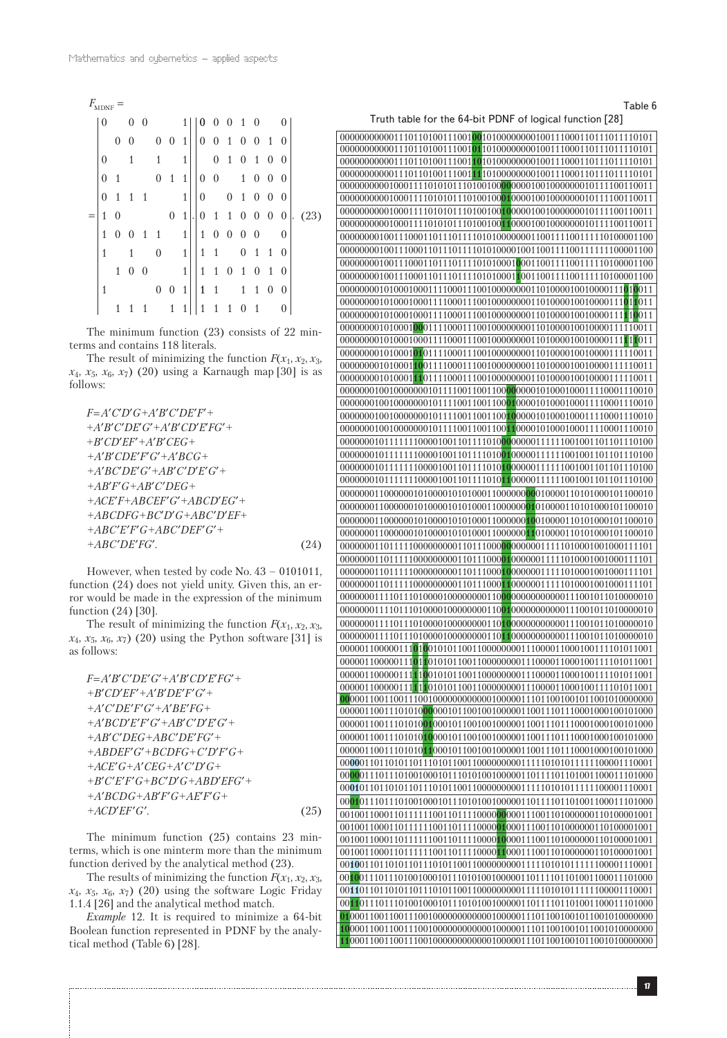$$F_{\text{MDNF}} = \begin{vmatrix} 0 & & 0 & 0 & & & 1 \\ & 0 & 0 & & 0 & 0 & 1 \\ 0 & & 1 & & 1 & & 1 \\ 0 & 1 & & & 0 & 1 & 1 \\ 0 & 1 & 1 & 1 & & & 1 \\ 1 & 0 & & & & 0 & 1 \\ 1 & 0 & 0 & 1 & 1 & & 1 \\ 1 & & 1 & & 0 & & 1 \\ & 1 & 0 & 0 & & & 1 \\ 1 & & & & 0 & 0 & 1 \\ & 1 & 1 & 1 & & 1 & 1 \end{vmatrix} = \begin{vmatrix} 0 & 0 & 0 & 1 & 0 & & 0 \\ 0 & 0 & 1 & 0 & 0 & 1 & 0 \\ & 0 & 1 & 0 & 1 & 0 & 0 \\ 0 & 0 & & 1 & 0 & 0 & 0 \\ 0 & & 0 & 1 & 0 & 0 & 0 \\ 0 & 1 & 1 & 0 & 0 & 0 & 0 \\ 1 & 0 & 0 & 0 & 0 & & 0 \\ 1 & 1 & & 0 & 1 & 1 & 0 \\ 1 & 1 & 0 & 1 & 0 & 1 & 0 \\ 1 & 1 & & 1 & 1 & 0 & 0 \\ 1 & 1 & 1 & 0 & 1 & & 0 \end{vmatrix}. \quad (23)$$

The minimum function (23) consists of 22 minterms and contains 118 literals.

The result of minimizing the function $F(x_1, x_2, x_3, x_4, x_5, x_6, x_7)$ (20) using a Karnaugh map [30] is as follows:

$$\begin{aligned} F = {} & A'C'D'G + A'B'C'DE'F' + \\ & + A'B'C'DE'G' + A'B'CD'EFG' + \\ & + B'CD'EF' + A'B'CEG + \\ & + A'B'CDE'F'G' + A'BCG + \\ & + A'BC'DE'G' + AB'C'D'E'G' + \\ & + AB'F'G + AB'C'DEG + \\ & + ACE'F + ABCEF'G' + ABCD'EG' + \\ & + ABCDFG + BC'D'G + ABC'D'EF + \\ & + ABC'E'F'G + ABC'DEF'G' + \\ & + ABC'DE'FG'. \end{aligned} \quad (24)$$

However, when tested by code No. 43 – 0101011, function (24) does not yield unity. Given this, an error would be made in the expression of the minimum function (24) [30].

The result of minimizing the function $F(x_1, x_2, x_3, x_4, x_5, x_6, x_7)$ (20) using the Python software [31] is as follows:

$$\begin{aligned} F = {} & A'B'C'DE'G' + A'B'CD'EFG' + \\ & + B'CD'EF' + A'B'DE'F'G' + \\ & + A'C'DE'F'G' + A'BE'FG + \\ & + A'BCD'E'F'G' + AB'C'D'E'G' + \\ & + AB'C'DEG + ABC'DE'FG' + \\ & + ABDEF'G' + BCDFG + C'D'F'G + \\ & + ACE'G + A'CEG + A'C'D'G + \\ & + B'C'E'F'G + BC'D'G + ABD'EFG' + \\ & + A'BCDG + AB'F'G + AE'F'G + \\ & + ACD'EF'G'. \end{aligned} \quad (25)$$

The minimum function (25) contains 23 minterms, which is one minterm more than the minimum function derived by the analytical method (23).

The results of minimizing the function $F(x_1, x_2, x_3, x_4, x_5, x_6, x_7)$ (20) using the software Logic Friday 1.1.4 [26] and the analytical method match.

*Example* 12. It is required to minimize a 64-bit Boolean function represented in PDNF by the analytical method (Table 6) [28].

Table 6

Truth table for the 64-bit PDNF of logical function [28]

| |
|---|
| 0000000000011101101001110010010100000000010011100011011101110101 |
| 0000000000011101101001110010110100000000010011100011011101110101 |
| 0000000000011101101001110011010100000000010011100011011101110101 |
| 0000000000011101101001110011110100000000010011100011011101110101 |
| 0000000000100011110101011101001000000010010000000010111100110011 |
| 0000000000100011110101011101001001000010010000000010111100110011 |
| 0000000000100011110101011101001010000010010000000010111100110011 |
| 0000000000100011110101011101001011000010010000000010111100110011 |
| 0000000010011100011011101111101010000100110011100111111010000110 |
| 0000000010011100011011101111101010000100110011100111111100001100 |
| 0000000010011100011011101111101010001000110011100111111010000110 |
| 0000000010011100011011101111101010001100110011100111111010000110 |
| 0000000010100010001111000111001000000000110100001001000011010011 |
| 0000000010100010001111000111001000000000110100001001000011011011 |
| 0000000010100010001111000111001000000000110100001001000011110011 |
| 0000000010100010001111000111001000000000110100001001000011110011 |
| 0000000010100010001111000111001000000000110100001001000011111011 |
| 0000000010100010011111000111001000000000110100001001000011110011 |
| 0000000010100010101111000111001000000000110100001001000011110011 |
| 0000000010100010111111000111001000000000110100001001000011110011 |
| 0000000100100000000101111100110011000000101000100011100001110010 |
| 0000000100100000000101111100110011010000101000100011100001110010 |
| 0000000100100000000101111100110011100000101000100011100001110010 |
| 0000000100100000000101111100110011110000101000100011100001110010 |
| 0000000101111111100001001101111010000000011111100100110110110100 |
| 0000000101111111100001001101111010010000011111100100110110110100 |
| 0000000101111111100001001101111010100000011111100100110110110100 |
| 0000000101111111100001001101111010110000011111100100110110110100 |
| 0000000110000000101000010101000110000000010000110101000101100010 |
| 0000000110000000101000010101000110000001010000110101000101100010 |
| 0000000110000000101000010101000110000010010000110101000101100010 |
| 0000000110000000101000010101000110000011010000110101000101100010 |
| 0000000110111111000000000110111000000000001111101000100100011101 |
| 0000000110111111000000000110111000010000001111101000100100011101 |
| 0000000110111111000000000110111000100000001111101000100100011101 |
| 0000000110111111000000000110111000110000001111101000100100011101 |
| 0000000111101110100001000000000110000000000000011100101101000010 |
| 0000000111101110100001000000000110010000000000011100101101000010 |
| 0000000111101110100001000000000110100000000000011100101101000010 |
| 0000000111101110100001000000000110110000000000011100101101000010 |
| 0000011000000110001010110011000000001110000110001001111010110011 |
| 0000011000000110101010110011000000001110000110001001111010110011 |
| 0000011000000111001010110011000000001110000110001001111010110011 |
| 0000011000000111101010110011000000001110000110001001111010110011 |
| 0000110011001110010000000000000001000001110110010010110010100000 |
| 0000011001110101000001001100100100000100110111000100010010100000 |
| 0000011001110101010001001100100100000100110111000100010010100000 |
| 0000011001110101100001001100100100000100110111000100010010100000 |
| 0000011001110101110001001100100100000100110111000100010010100000 |
| 0000011011010110111010110011000000000011110101011111100001110001 |
| 0000011101110100100010111010100100000101110110100100110001110100 |
| 0001011011010110111010110011000000000011110101011111100001110001 |
| 0001011101110100100010111010100100000101110110100100110001110100 |
| 0010011000101111111001101111100000000001110011010000000110100001 |
| 0010011000101111111001101111100000010001110011010000000110100001 |
| 0010011000101111111001101111100000100001110011010000000110100001 |
| 0010011000101111111001101111100000110001110011010000000110100001 |
| 0010011011010110111010110011000000000011110101011111100001110001 |
| 0010011101110100100010111010100100000101110110100100110001110100 |
| 0011011011010110111010110011000000000011110101011111100001110001 |
| 0011011101110100100010111010100100000101110110100100110001110100 |
| 0100110011001110010000000000000001000001110110010010110010100000 |
| 1000110011001110010000000000000001000001110110010010110010100000 |
| 1100110011001110010000000000000001000001110110010010110010100000 |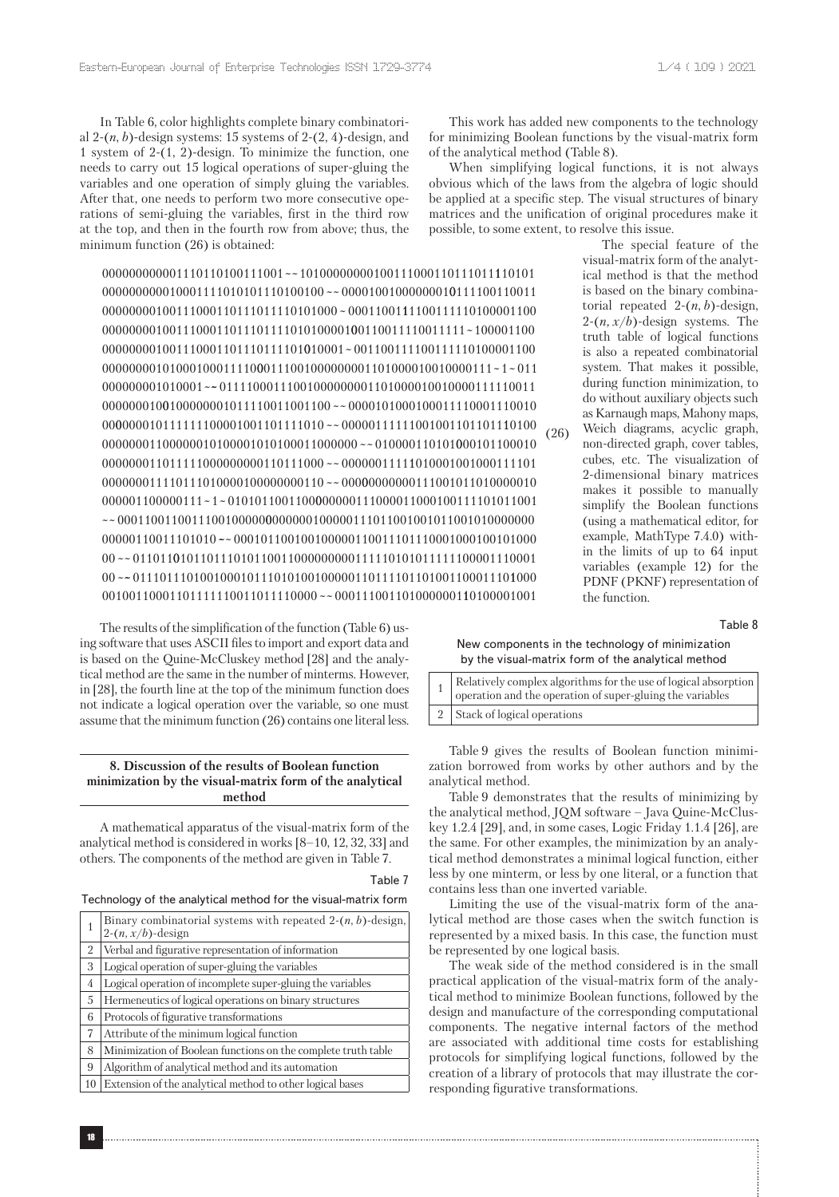In Table 6, color highlights complete binary combinatorial 2-($n$, $b$)-design systems: 15 systems of 2-(2, 4)-design, and 1 system of 2-(1, 2)-design. To minimize the function, one needs to carry out 15 logical operations of super-gluing the variables and one operation of simply gluing the variables. After that, one needs to perform two more consecutive operations of semi-gluing the variables, first in the third row at the top, and then in the fourth row from above; thus, the minimum function (26) is obtained:

```
000000000001110110100111001~~101000000000100111000110111011110101
000000000010001111010101110100100~~000010010000000101111001100011
000000001001110001101110111110101000~000110011110011110100001100
000000001001110001101110111101010000100110011110011111~100001100
000000001001110001101110111101010001~001100111100111110100001100
0000000010100010001111000111001000000000110100001001000011 1~1~011
000000001010001~~0111100011100100000000110100001001000011110011
00000001000000000101111001100110 0~~00001010001000111100011100 10
000000010111111110000100110 1111010~~00000111111001001101101110100
000000011000000010100001010100011000000~~010000110101000101100010
000000011011111000000000110111000~~00000011111010001001000111101
000000011110111010000100000000110~~000000000001110010110100000 10
000001100000111~1~010101100110000000011100001100010011110101100 1
~~000110011001110010000000000000100000111011001001011001010000000
00000110011101010~~000101100100100000110011101110001000100101000
00~~011011010110111010110011000000000111110101011111100001110001
00~~011101110100100010111010100100000110111101101001100011101000
00100110001101111110011011110000~~0001110011010000001101000 01001
```

(26)

The results of the simplification of the function (Table 6) using software that uses ASCII files to import and export data and is based on the Quine-McCluskey method [28] and the analytical method are the same in the number of minterms. However, in [28], the fourth line at the top of the minimum function does not indicate a logical operation over the variable, so one must assume that the minimum function (26) contains one literal less.

## 8. Discussion of the results of Boolean function minimization by the visual-matrix form of the analytical method

A mathematical apparatus of the visual-matrix form of the analytical method is considered in works [8–10, 12, 32, 33] and others. The components of the method are given in Table 7.

Table 7

Technology of the analytical method for the visual-matrix form

| | |
|---|---|
| 1 | Binary combinatorial systems with repeated 2-($n$, $b$)-design, 2-($n$, $x/b$)-design |
| 2 | Verbal and figurative representation of information |
| 3 | Logical operation of super-gluing the variables |
| 4 | Logical operation of incomplete super-gluing the variables |
| 5 | Hermeneutics of logical operations on binary structures |
| 6 | Protocols of figurative transformations |
| 7 | Attribute of the minimum logical function |
| 8 | Minimization of Boolean functions on the complete truth table |
| 9 | Algorithm of analytical method and its automation |
| 10 | Extension of the analytical method to other logical bases |

This work has added new components to the technology for minimizing Boolean functions by the visual-matrix form of the analytical method (Table 8).

When simplifying logical functions, it is not always obvious which of the laws from the algebra of logic should be applied at a specific step. The visual structures of binary matrices and the unification of original procedures make it possible, to some extent, to resolve this issue.

The special feature of the visual-matrix form of the analytical method is that the method is based on the binary combinatorial repeated 2-($n$, $b$)-design, 2-($n$, $x/b$)-design systems. The truth table of logical functions is also a repeated combinatorial system. That makes it possible, during function minimization, to do without auxiliary objects such as Karnaugh maps, Mahony maps, Weich diagrams, acyclic graph, non-directed graph, cover tables, cubes, etc. The visualization of 2-dimensional binary matrices makes it possible to manually simplify the Boolean functions (using a mathematical editor, for example, MathType 7.4.0) within the limits of up to 64 input variables (example 12) for the PDNF (PKNF) representation of the function.

Table 8

New components in the technology of minimization by the visual-matrix form of the analytical method

| | |
|---|---|
| 1 | Relatively complex algorithms for the use of logical absorption operation and the operation of super-gluing the variables |
| 2 | Stack of logical operations |

Table 9 gives the results of Boolean function minimization borrowed from works by other authors and by the analytical method.

Table 9 demonstrates that the results of minimizing by the analytical method, JQM software – Java Quine-McCluskey 1.2.4 [29], and, in some cases, Logic Friday 1.1.4 [26], are the same. For other examples, the minimization by an analytical method demonstrates a minimal logical function, either less by one minterm, or less by one literal, or a function that contains less than one inverted variable.

Limiting the use of the visual-matrix form of the analytical method are those cases when the switch function is represented by a mixed basis. In this case, the function must be represented by one logical basis.

The weak side of the method considered is in the small practical application of the visual-matrix form of the analytical method to minimize Boolean functions, followed by the design and manufacture of the corresponding computational components. The negative internal factors of the method are associated with additional time costs for establishing protocols for simplifying logical functions, followed by the creation of a library of protocols that may illustrate the corresponding figurative transformations.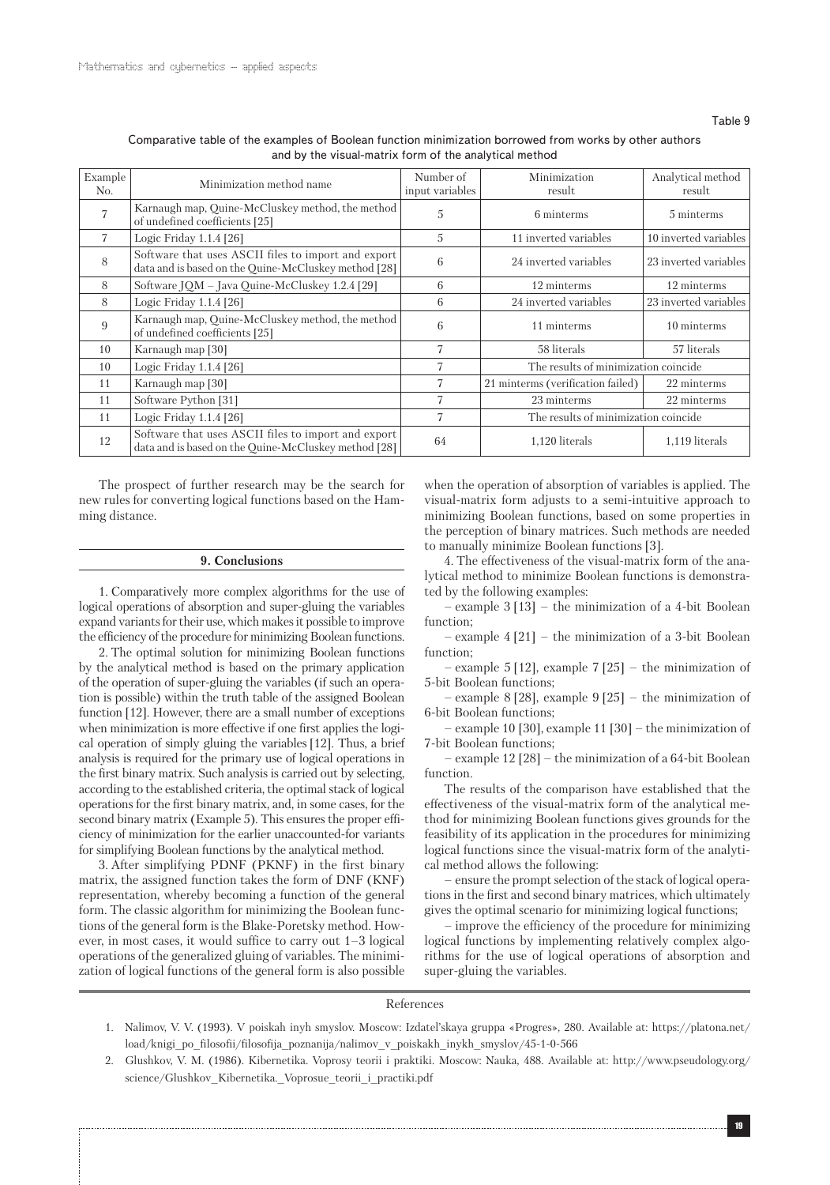Table 9

Comparative table of the examples of Boolean function minimization borrowed from works by other authors and by the visual-matrix form of the analytical method

| Example No. | Minimization method name | Number of input variables | Minimization result | Analytical method result |
|---|---|---|---|---|
| 7 | Karnaugh map, Quine-McCluskey method, the method of undefined coefficients [25] | 5 | 6 minterms | 5 minterms |
| 7 | Logic Friday 1.1.4 [26] | 5 | 11 inverted variables | 10 inverted variables |
| 8 | Software that uses ASCII files to import and export data and is based on the Quine-McCluskey method [28] | 6 | 24 inverted variables | 23 inverted variables |
| 8 | Software JQM – Java Quine-McCluskey 1.2.4 [29] | 6 | 12 minterms | 12 minterms |
| 8 | Logic Friday 1.1.4 [26] | 6 | 24 inverted variables | 23 inverted variables |
| 9 | Karnaugh map, Quine-McCluskey method, the method of undefined coefficients [25] | 6 | 11 minterms | 10 minterms |
| 10 | Karnaugh map [30] | 7 | 58 literals | 57 literals |
| 10 | Logic Friday 1.1.4 [26] | 7 | The results of minimization coincide | |
| 11 | Karnaugh map [30] | 7 | 21 minterms (verification failed) | 22 minterms |
| 11 | Software Python [31] | 7 | 23 minterms | 22 minterms |
| 11 | Logic Friday 1.1.4 [26] | 7 | The results of minimization coincide | |
| 12 | Software that uses ASCII files to import and export data and is based on the Quine-McCluskey method [28] | 64 | 1,120 literals | 1,119 literals |

The prospect of further research may be the search for new rules for converting logical functions based on the Hamming distance.

## 9. Conclusions

1. Comparatively more complex algorithms for the use of logical operations of absorption and super-gluing the variables expand variants for their use, which makes it possible to improve the efficiency of the procedure for minimizing Boolean functions.

2. The optimal solution for minimizing Boolean functions by the analytical method is based on the primary application of the operation of super-gluing the variables (if such an operation is possible) within the truth table of the assigned Boolean function [12]. However, there are a small number of exceptions when minimization is more effective if one first applies the logical operation of simply gluing the variables [12]. Thus, a brief analysis is required for the primary use of logical operations in the first binary matrix. Such analysis is carried out by selecting, according to the established criteria, the optimal stack of logical operations for the first binary matrix, and, in some cases, for the second binary matrix (Example 5). This ensures the proper efficiency of minimization for the earlier unaccounted-for variants for simplifying Boolean functions by the analytical method.

3. After simplifying PDNF (PKNF) in the first binary matrix, the assigned function takes the form of DNF (KNF) representation, whereby becoming a function of the general form. The classic algorithm for minimizing the Boolean functions of the general form is the Blake-Poretsky method. However, in most cases, it would suffice to carry out 1–3 logical operations of the generalized gluing of variables. The minimization of logical functions of the general form is also possible when the operation of absorption of variables is applied. The visual-matrix form adjusts to a semi-intuitive approach to minimizing Boolean functions, based on some properties in the perception of binary matrices. Such methods are needed to manually minimize Boolean functions [3].

4. The effectiveness of the visual-matrix form of the analytical method to minimize Boolean functions is demonstrated by the following examples:

– example 3 [13] – the minimization of a 4-bit Boolean function;

– example 4 [21] – the minimization of a 3-bit Boolean function;

– example 5 [12], example 7 [25] – the minimization of 5-bit Boolean functions;

– example 8 [28], example 9 [25] – the minimization of 6-bit Boolean functions;

– example 10 [30], example 11 [30] – the minimization of 7-bit Boolean functions;

– example 12 [28] – the minimization of a 64-bit Boolean function.

The results of the comparison have established that the effectiveness of the visual-matrix form of the analytical method for minimizing Boolean functions gives grounds for the feasibility of its application in the procedures for minimizing logical functions since the visual-matrix form of the analytical method allows the following:

– ensure the prompt selection of the stack of logical operations in the first and second binary matrices, which ultimately gives the optimal scenario for minimizing logical functions;

– improve the efficiency of the procedure for minimizing logical functions by implementing relatively complex algorithms for the use of logical operations of absorption and super-gluing the variables.

## References

1. Nalimov, V. V. (1993). V poiskah inyh smyslov. Moscow: Izdatel'skaya gruppa «Progres», 280. Available at: https://platona.net/load/knigi_po_filosofii/filosofija_poznanija/nalimov_v_poiskakh_inykh_smyslov/45-1-0-566
2. Glushkov, V. M. (1986). Kibernetika. Voprosy teorii i praktiki. Moscow: Nauka, 488. Available at: http://www.pseudology.org/science/Glushkov_Kibernetika._Voprosue_teorii_i_practiki.pdf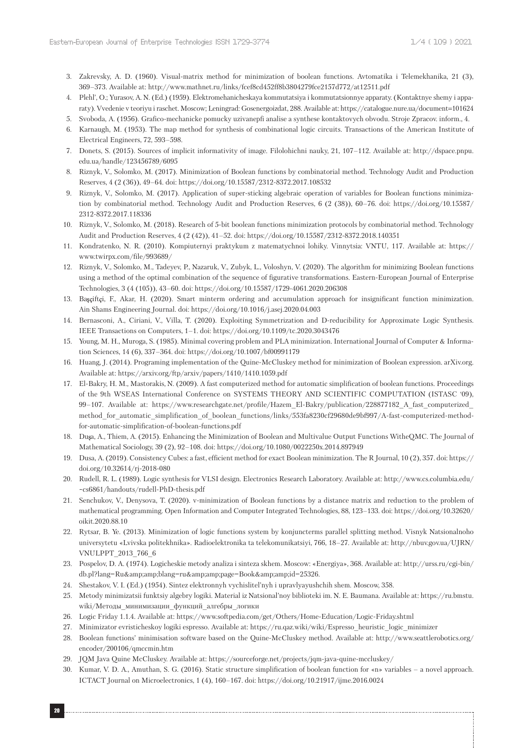3. Zakrevsky, A. D. (1960). Visual-matrix method for minimization of boolean functions. Avtomatika i Telemekhanika, 21 (3), 369–373. Available at: http://www.mathnet.ru/links/fcef8cd452ff8b3804279fce2157d772/at12511.pdf
4. Plehl', O.; Yurasov, A. N. (Ed.) (1959). Elektromehanicheskaya kommutatsiya i kommutatsionnye apparaty. (Kontaktnye shemy i apparaty). Vvedenie v teoriyu i raschet. Moscow; Leningrad: Gosenergoizdat, 288. Available at: https://catalogue.nure.ua/document=101624
5. Svoboda, A. (1956). Grafico-mechanicke pomucky uzivanepfi analise a synthese kontaktovych obvodu. Stroje Zpracov. inform., 4.
6. Karnaugh, M. (1953). The map method for synthesis of combinational logic circuits. Transactions of the American Institute of Electrical Engineers, 72, 593–598.
7. Donets, S. (2015). Sources of implicit informativity of image. Filolohichni nauky, 21, 107–112. Available at: http://dspace.pnpu.edu.ua/handle/123456789/6095
8. Riznyk, V., Solomko, M. (2017). Minimization of Boolean functions by combinatorial method. Technology Audit and Production Reserves, 4 (2 (36)), 49–64. doi: https://doi.org/10.15587/2312-8372.2017.108532
9. Riznyk, V., Solomko, M. (2017). Application of super-sticking algebraic operation of variables for Boolean functions minimization by combinatorial method. Technology Audit and Production Reserves, 6 (2 (38)), 60–76. doi: https://doi.org/10.15587/2312-8372.2017.118336
10. Riznyk, V., Solomko, M. (2018). Research of 5-bit boolean functions minimization protocols by combinatorial method. Technology Audit and Production Reserves, 4 (2 (42)), 41–52. doi: https://doi.org/10.15587/2312-8372.2018.140351
11. Kondratenko, N. R. (2010). Kompiuternyi praktykum z matematychnoi lohiky. Vinnytsia: VNTU, 117. Available at: https://www.twirpx.com/file/993689/
12. Riznyk, V., Solomko, M., Tadeyev, P., Nazaruk, V., Zubyk, L., Voloshyn, V. (2020). The algorithm for minimizing Boolean functions using a method of the optimal combination of the sequence of figurative transformations. Eastern-European Journal of Enterprise Technologies, 3 (4 (105)), 43–60. doi: https://doi.org/10.15587/1729-4061.2020.206308
13. Başçiftçi, F., Akar, H. (2020). Smart minterm ordering and accumulation approach for insignificant function minimization. Ain Shams Engineering Journal. doi: https://doi.org/10.1016/j.asej.2020.04.003
14. Bernasconi, A., Ciriani, V., Villa, T. (2020). Exploiting Symmetrization and D-reducibility for Approximate Logic Synthesis. IEEE Transactions on Computers, 1–1. doi: https://doi.org/10.1109/tc.2020.3043476
15. Young, M. H., Muroga, S. (1985). Minimal covering problem and PLA minimization. International Journal of Computer & Information Sciences, 14 (6), 337–364. doi: https://doi.org/10.1007/bf00991179
16. Huang, J. (2014). Programing implementation of the Quine-McCluskey method for minimization of Boolean expression. arXiv.org. Available at: https://arxiv.org/ftp/arxiv/papers/1410/1410.1059.pdf
17. El-Bakry, H. M., Mastorakis, N. (2009). A fast computerized method for automatic simplification of boolean functions. Proceedings of the 9th WSEAS International Conference on SYSTEMS THEORY AND SCIENTIFIC COMPUTATION (ISTASC '09), 99–107. Available at: https://www.researchgate.net/profile/Hazem_El-Bakry/publication/228877182_A_fast_computerized_method_for_automatic_simplification_of_boolean_functions/links/553fa8230cf29680de9bf997/A-fast-computerized-method-for-automatic-simplification-of-boolean-functions.pdf
18. Duşa, A., Thiem, A. (2015). Enhancing the Minimization of Boolean and Multivalue Output Functions WitheQMC. The Journal of Mathematical Sociology, 39 (2), 92–108. doi: https://doi.org/10.1080/0022250x.2014.897949
19. Dusa, A. (2019). Consistency Cubes: a fast, efficient method for exact Boolean minimization. The R Journal, 10 (2), 357. doi: https://doi.org/10.32614/rj-2018-080
20. Rudell, R. L. (1989). Logic synthesis for VLSI design. Electronics Research Laboratory. Available at: http://www.cs.columbia.edu/~cs6861/handouts/rudell-PhD-thesis.pdf
21. Senchukov, V., Denysova, T. (2020). v-minimization of Boolean functions by a distance matrix and reduction to the problem of mathematical programming. Open Information and Computer Integrated Technologies, 88, 123–133. doi: https://doi.org/10.32620/oikit.2020.88.10
22. Rytsar, B. Ye. (2013). Minimization of logic functions system by konjuncterms parallel splitting method. Visnyk Natsionalnoho universytetu «Lvivska politekhnika». Radioelektronika ta telekomunikatsiyi, 766, 18–27. Available at: http://nbuv.gov.ua/UJRN/VNULPPT_2013_766_6
23. Pospelov, D. A. (1974). Logicheskie metody analiza i sinteza skhem. Moscow: «Energiya», 368. Available at: http://urss.ru/cgi-bin/db.pl?lang=Ru&amp;amp;blang=ru&amp;amp;page=Book&amp;amp;id=25326.
24. Shestakov, V. I. (Ed.) (1954). Sintez elektronnyh vychislitel'nyh i upravlyayushchih shem. Moscow, 358.
25. Metody minimizatsii funktsiy algebry logiki. Material iz Natsional'noy biblioteki im. N. E. Baumana. Available at: https://ru.bmstu.wiki/Методы_минимизации_функций_алгебры_логики
26. Logic Friday 1.1.4. Available at: https://www.softpedia.com/get/Others/Home-Education/Logic-Friday.shtml
27. Minimizator evristicheskoy logiki espresso. Available at: https://ru.qaz.wiki/wiki/Espresso_heuristic_logic_minimizer
28. Boolean functions' minimisation software based on the Quine-McCluskey method. Available at: http://www.seattlerobotics.org/encoder/200106/qmccmin.htm
29. JQM Java Quine McCluskey. Available at: https://sourceforge.net/projects/jqm-java-quine-mccluskey/
30. Kumar, V. D. A., Amuthan, S. G. (2016). Static structure simplification of boolean function for «n» variables – a novel approach. ICTACT Journal on Microelectronics, 1 (4), 160–167. doi: https://doi.org/10.21917/ijme.2016.0024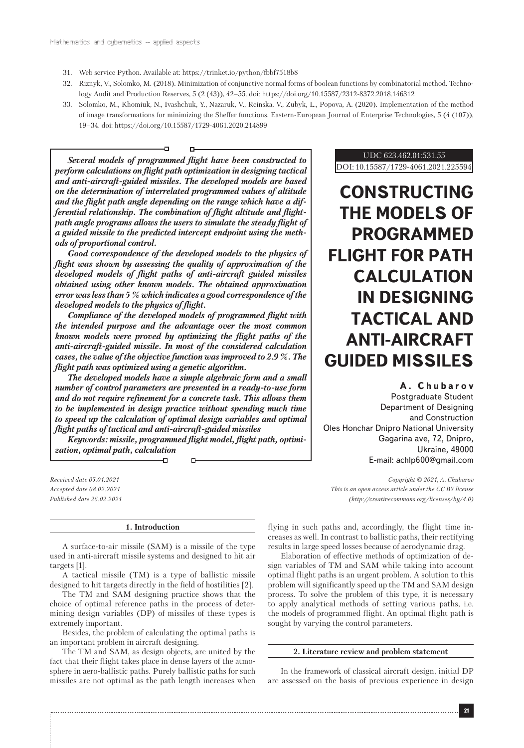31. Web service Python. Available at: https://trinket.io/python/fbbf7518b8
32. Riznyk, V., Solomko, M. (2018). Minimization of conjunctive normal forms of boolean functions by combinatorial method. Technology Audit and Production Reserves, 5 (2 (43)), 42–55. doi: https://doi.org/10.15587/2312-8372.2018.146312
33. Solomko, M., Khomiuk, N., Ivashchuk, Y., Nazaruk, V., Reinska, V., Zubyk, L., Popova, A. (2020). Implementation of the method of image transformations for minimizing the Sheffer functions. Eastern-European Journal of Enterprise Technologies, 5 (4 (107)), 19–34. doi: https://doi.org/10.15587/1729-4061.2020.214899

UDC 623.462.01:531.55
DOI: 10.15587/1729-4061.2021.225594

# CONSTRUCTING THE MODELS OF PROGRAMMED FLIGHT FOR PATH CALCULATION IN DESIGNING TACTICAL AND ANTI-AIRCRAFT GUIDED MISSILES

**A. Chubarov**
Postgraduate Student
Department of Designing and Construction
Oles Honchar Dnipro National University
Gagarina ave, 72, Dnipro, Ukraine, 49000
E-mail: achlp600@gmail.com

***Several models of programmed flight have been constructed to perform calculations on flight path optimization in designing tactical and anti-aircraft-guided missiles. The developed models are based on the determination of interrelated programmed values of altitude and the flight path angle depending on the range which have a differential relationship. The combination of flight altitude and flight-path angle programs allows the users to simulate the steady flight of a guided missile to the predicted intercept endpoint using the methods of proportional control.***

***Good correspondence of the developed models to the physics of flight was shown by assessing the quality of approximation of the developed models of flight paths of anti-aircraft guided missiles obtained using other known models. The obtained approximation error was less than 5 % which indicates a good correspondence of the developed models to the physics of flight.***

***Compliance of the developed models of programmed flight with the intended purpose and the advantage over the most common known models were proved by optimizing the flight paths of the anti-aircraft-guided missile. In most of the considered calculation cases, the value of the objective function was improved to 2.9 %. The flight path was optimized using a genetic algorithm.***

***The developed models have a simple algebraic form and a small number of control parameters are presented in a ready-to-use form and do not require refinement for a concrete task. This allows them to be implemented in design practice without spending much time to speed up the calculation of optimal design variables and optimal flight paths of tactical and anti-aircraft-guided missiles***

***Keywords: missile, programmed flight model, flight path, optimization, optimal path, calculation***

*Received date 05.01.2021*
*Accepted date 08.02.2021*
*Published date 26.02.2021*

*Copyright © 2021, A. Chubarov*
*This is an open access article under the CC BY license (http://creativecommons.org/licenses/by/4.0)*

## 1. Introduction

A surface-to-air missile (SAM) is a missile of the type used in anti-aircraft missile systems and designed to hit air targets [1].

A tactical missile (TM) is a type of ballistic missile designed to hit targets directly in the field of hostilities [2].

The TM and SAM designing practice shows that the choice of optimal reference paths in the process of determining design variables (DP) of missiles of these types is extremely important.

Besides, the problem of calculating the optimal paths is an important problem in aircraft designing.

The TM and SAM, as design objects, are united by the fact that their flight takes place in dense layers of the atmosphere in aero-ballistic paths. Purely ballistic paths for such missiles are not optimal as the path length increases when flying in such paths and, accordingly, the flight time increases as well. In contrast to ballistic paths, their rectifying results in large speed losses because of aerodynamic drag.

Elaboration of effective methods of optimization of design variables of TM and SAM while taking into account optimal flight paths is an urgent problem. A solution to this problem will significantly speed up the TM and SAM design process. To solve the problem of this type, it is necessary to apply analytical methods of setting various paths, i.e. the models of programmed flight. An optimal flight path is sought by varying the control parameters.

## 2. Literature review and problem statement

In the framework of classical aircraft design, initial DP are assessed on the basis of previous experience in design